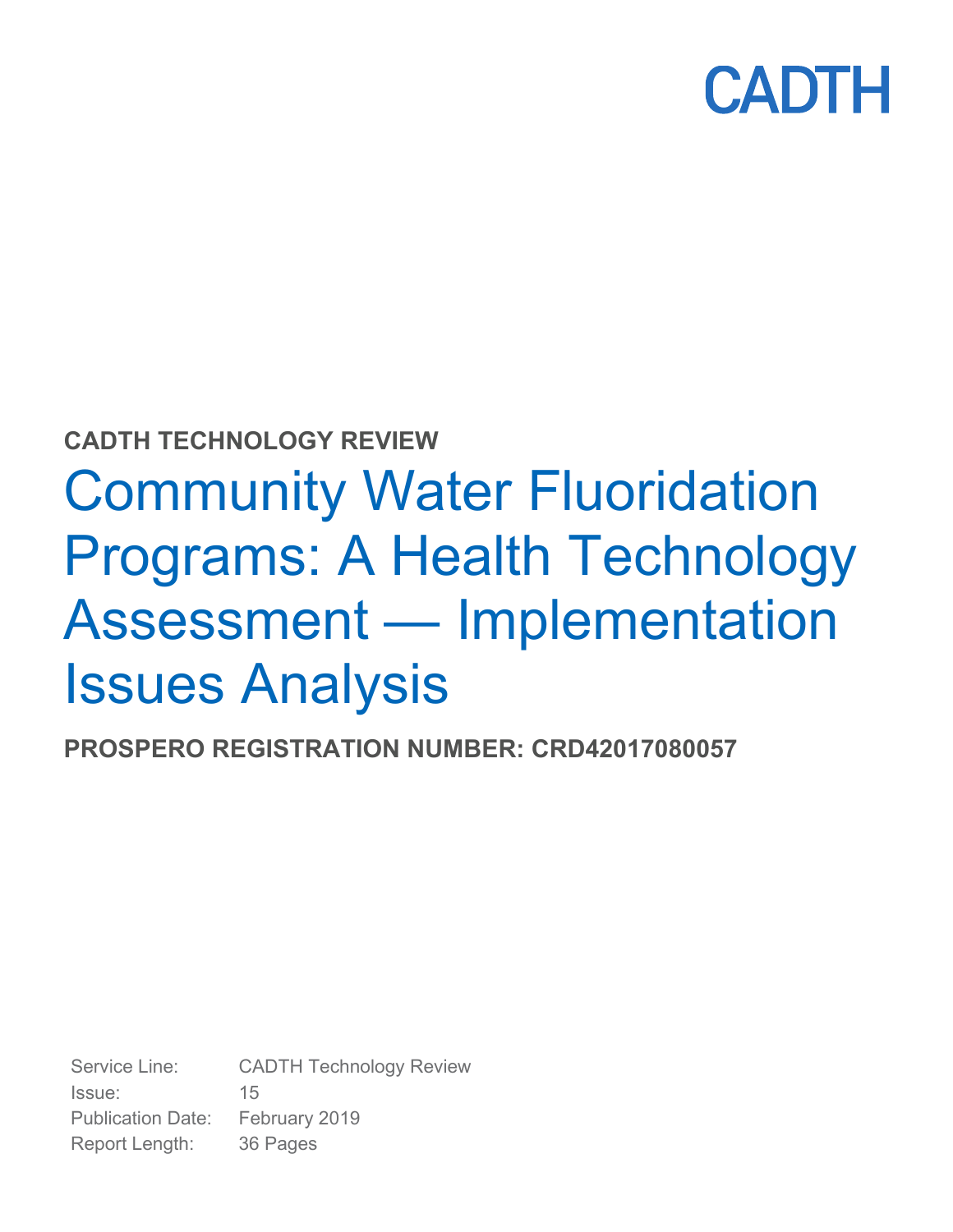CADTH

**CADTH TECHNOLOGY REVIEW**

# Community Water Fluoridation Programs: A Health Technology Assessment — Implementation Issues Analysis

**PROSPERO REGISTRATION NUMBER: CRD42017080057**

| | |
|---|---|
| Service Line: | CADTH Technology Review |
| Issue: | 15 |
| Publication Date: | February 2019 |
| Report Length: | 36 Pages |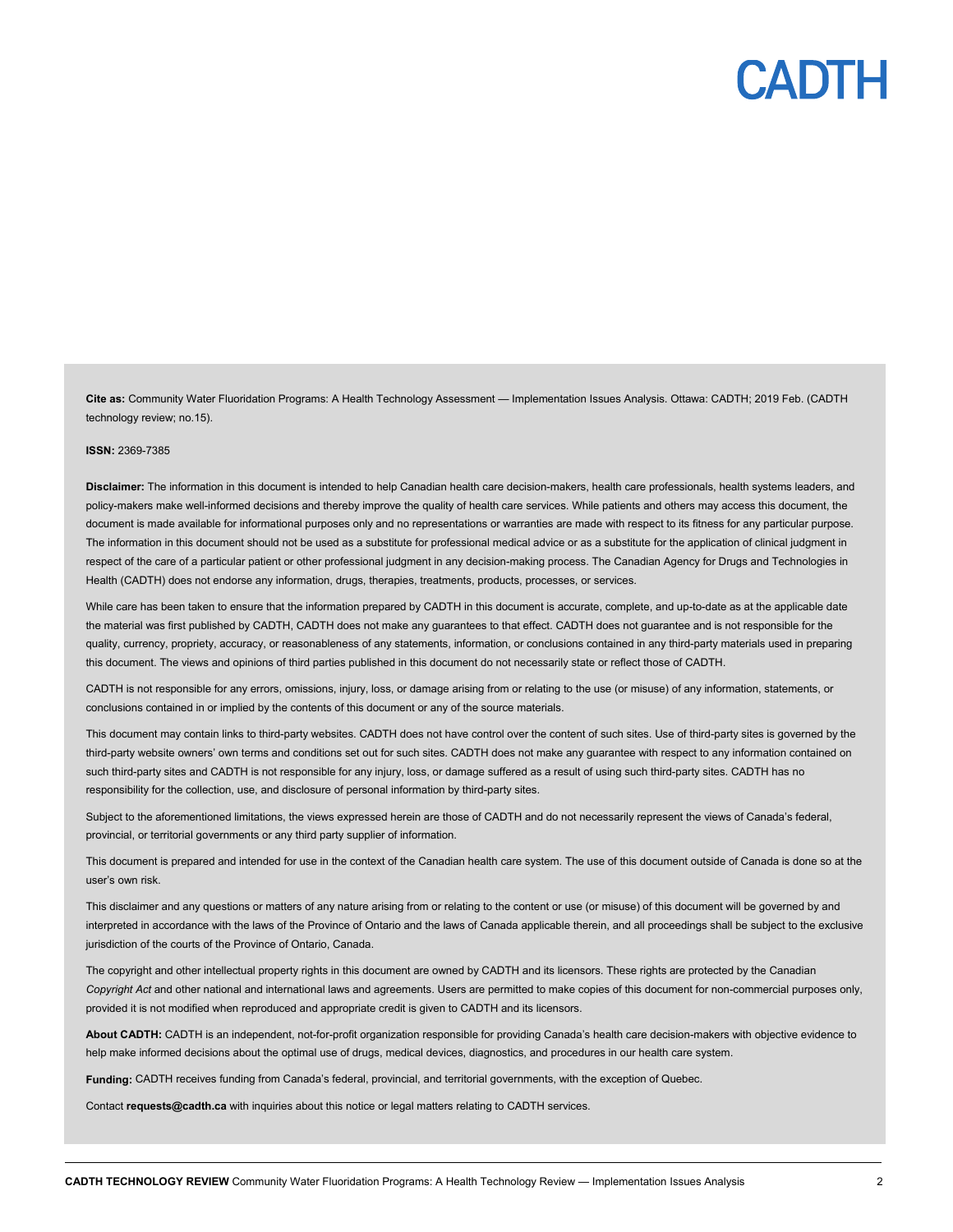**Cite as:** Community Water Fluoridation Programs: A Health Technology Assessment — Implementation Issues Analysis. Ottawa: CADTH; 2019 Feb. (CADTH technology review; no.15).

**ISSN:** 2369-7385

**Disclaimer:** The information in this document is intended to help Canadian health care decision-makers, health care professionals, health systems leaders, and policy-makers make well-informed decisions and thereby improve the quality of health care services. While patients and others may access this document, the document is made available for informational purposes only and no representations or warranties are made with respect to its fitness for any particular purpose. The information in this document should not be used as a substitute for professional medical advice or as a substitute for the application of clinical judgment in respect of the care of a particular patient or other professional judgment in any decision-making process. The Canadian Agency for Drugs and Technologies in Health (CADTH) does not endorse any information, drugs, therapies, treatments, products, processes, or services.

While care has been taken to ensure that the information prepared by CADTH in this document is accurate, complete, and up-to-date as at the applicable date the material was first published by CADTH, CADTH does not make any guarantees to that effect. CADTH does not guarantee and is not responsible for the quality, currency, propriety, accuracy, or reasonableness of any statements, information, or conclusions contained in any third-party materials used in preparing this document. The views and opinions of third parties published in this document do not necessarily state or reflect those of CADTH.

CADTH is not responsible for any errors, omissions, injury, loss, or damage arising from or relating to the use (or misuse) of any information, statements, or conclusions contained in or implied by the contents of this document or any of the source materials.

This document may contain links to third-party websites. CADTH does not have control over the content of such sites. Use of third-party sites is governed by the third-party website owners' own terms and conditions set out for such sites. CADTH does not make any guarantee with respect to any information contained on such third-party sites and CADTH is not responsible for any injury, loss, or damage suffered as a result of using such third-party sites. CADTH has no responsibility for the collection, use, and disclosure of personal information by third-party sites.

Subject to the aforementioned limitations, the views expressed herein are those of CADTH and do not necessarily represent the views of Canada's federal, provincial, or territorial governments or any third party supplier of information.

This document is prepared and intended for use in the context of the Canadian health care system. The use of this document outside of Canada is done so at the user's own risk.

This disclaimer and any questions or matters of any nature arising from or relating to the content or use (or misuse) of this document will be governed by and interpreted in accordance with the laws of the Province of Ontario and the laws of Canada applicable therein, and all proceedings shall be subject to the exclusive jurisdiction of the courts of the Province of Ontario, Canada.

The copyright and other intellectual property rights in this document are owned by CADTH and its licensors. These rights are protected by the Canadian *Copyright Act* and other national and international laws and agreements. Users are permitted to make copies of this document for non-commercial purposes only, provided it is not modified when reproduced and appropriate credit is given to CADTH and its licensors.

**About CADTH:** CADTH is an independent, not-for-profit organization responsible for providing Canada's health care decision-makers with objective evidence to help make informed decisions about the optimal use of drugs, medical devices, diagnostics, and procedures in our health care system.

**Funding:** CADTH receives funding from Canada's federal, provincial, and territorial governments, with the exception of Quebec.

Contact **requests@cadth.ca** with inquiries about this notice or legal matters relating to CADTH services.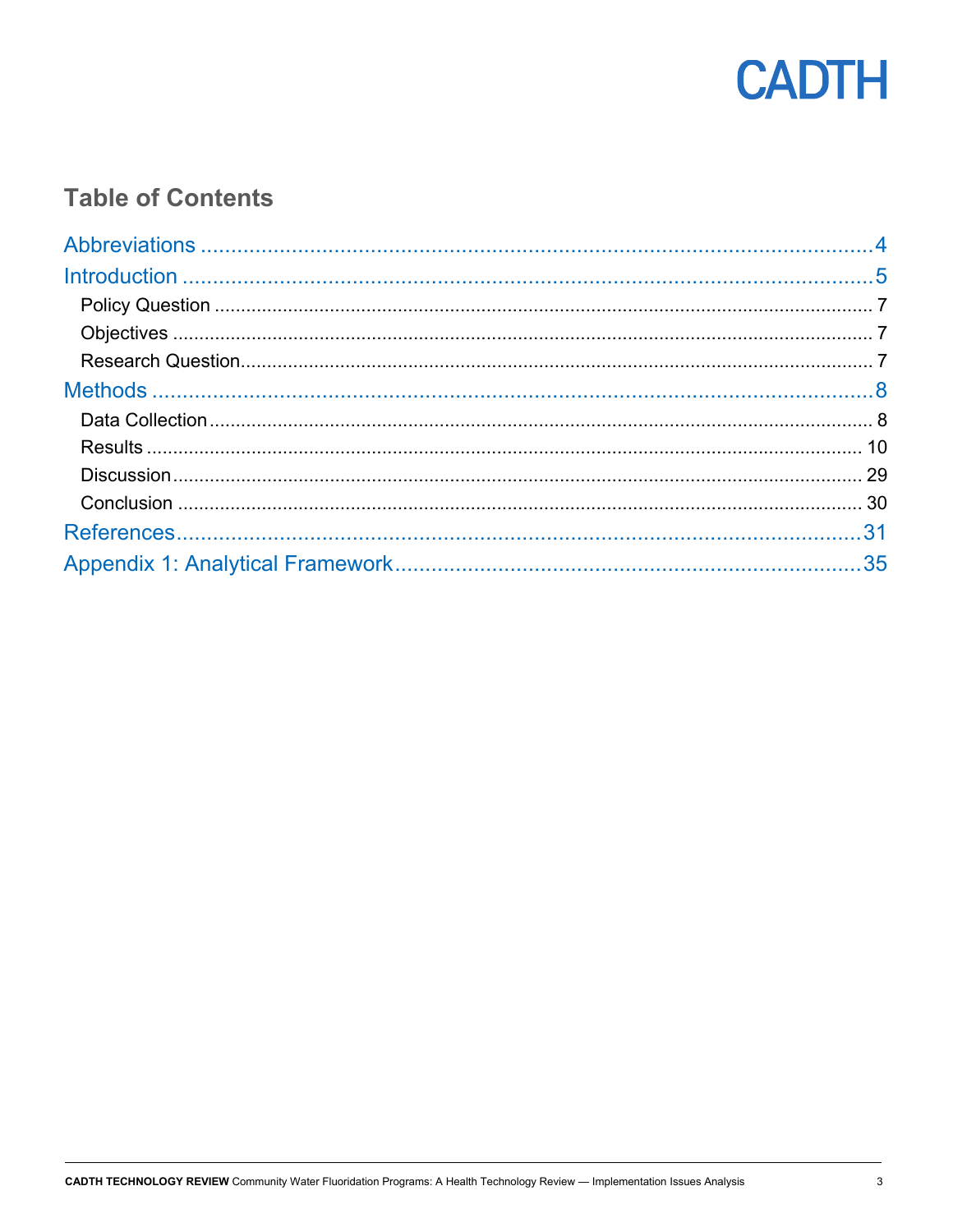## Table of Contents

Abbreviations ........................................................................................................4

Introduction ............................................................................................................5

- Policy Question ............................................................................................................7
- Objectives ............................................................................................................7
- Research Question............................................................................................................7

Methods ............................................................................................................8

- Data Collection............................................................................................................8
- Results ............................................................................................................10
- Discussion............................................................................................................29
- Conclusion ............................................................................................................30

References............................................................................................................31

Appendix 1: Analytical Framework............................................................................................................35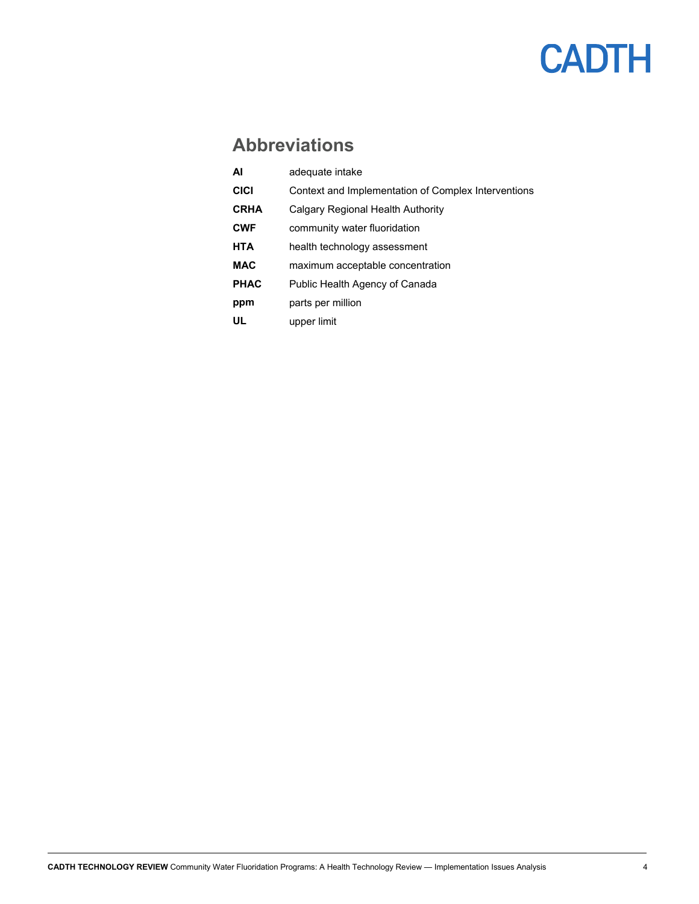## Abbreviations

| | |
|---|---|
| **AI** | adequate intake |
| **CICI** | Context and Implementation of Complex Interventions |
| **CRHA** | Calgary Regional Health Authority |
| **CWF** | community water fluoridation |
| **HTA** | health technology assessment |
| **MAC** | maximum acceptable concentration |
| **PHAC** | Public Health Agency of Canada |
| **ppm** | parts per million |
| **UL** | upper limit |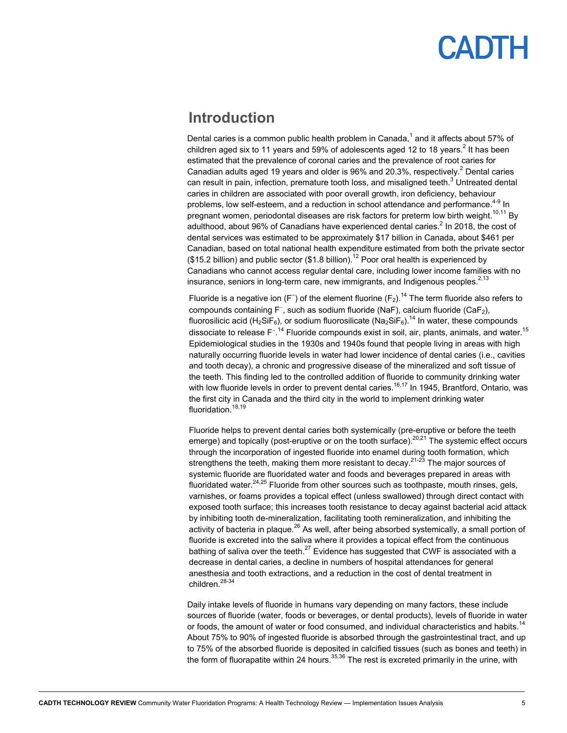## Introduction

Dental caries is a common public health problem in Canada,[1] and it affects about 57% of children aged six to 11 years and 59% of adolescents aged 12 to 18 years.[2] It has been estimated that the prevalence of coronal caries and the prevalence of root caries for Canadian adults aged 19 years and older is 96% and 20.3%, respectively.[2] Dental caries can result in pain, infection, premature tooth loss, and misaligned teeth.[3] Untreated dental caries in children are associated with poor overall growth, iron deficiency, behaviour problems, low self-esteem, and a reduction in school attendance and performance.[4-9] In pregnant women, periodontal diseases are risk factors for preterm low birth weight.[10,11] By adulthood, about 96% of Canadians have experienced dental caries.[2] In 2018, the cost of dental services was estimated to be approximately $17 billion in Canada, about $461 per Canadian, based on total national health expenditure estimated from both the private sector ($15.2 billion) and public sector ($1.8 billion).[12] Poor oral health is experienced by Canadians who cannot access regular dental care, including lower income families with no insurance, seniors in long-term care, new immigrants, and Indigenous peoples.[2,13]

Fluoride is a negative ion ($F^-$) of the element fluorine ($F_2$).[14] The term fluoride also refers to compounds containing $F^-$, such as sodium fluoride (NaF), calcium fluoride ($CaF_2$), fluorosilicic acid ($H_2SiF_6$), or sodium fluorosilicate ($Na_2SiF_6$).[14] In water, these compounds dissociate to release $F^-$.[14] Fluoride compounds exist in soil, air, plants, animals, and water.[15] Epidemiological studies in the 1930s and 1940s found that people living in areas with high naturally occurring fluoride levels in water had lower incidence of dental caries (i.e., cavities and tooth decay), a chronic and progressive disease of the mineralized and soft tissue of the teeth. This finding led to the controlled addition of fluoride to community drinking water with low fluoride levels in order to prevent dental caries.[16,17] In 1945, Brantford, Ontario, was the first city in Canada and the third city in the world to implement drinking water fluoridation.[18,19]

Fluoride helps to prevent dental caries both systemically (pre-eruptive or before the teeth emerge) and topically (post-eruptive or on the tooth surface).[20,21] The systemic effect occurs through the incorporation of ingested fluoride into enamel during tooth formation, which strengthens the teeth, making them more resistant to decay.[21-23] The major sources of systemic fluoride are fluoridated water and foods and beverages prepared in areas with fluoridated water.[24,25] Fluoride from other sources such as toothpaste, mouth rinses, gels, varnishes, or foams provides a topical effect (unless swallowed) through direct contact with exposed tooth surface; this increases tooth resistance to decay against bacterial acid attack by inhibiting tooth de-mineralization, facilitating tooth remineralization, and inhibiting the activity of bacteria in plaque.[26] As well, after being absorbed systemically, a small portion of fluoride is excreted into the saliva where it provides a topical effect from the continuous bathing of saliva over the teeth.[27] Evidence has suggested that CWF is associated with a decrease in dental caries, a decline in numbers of hospital attendances for general anesthesia and tooth extractions, and a reduction in the cost of dental treatment in children.[28-34]

Daily intake levels of fluoride in humans vary depending on many factors, these include sources of fluoride (water, foods or beverages, or dental products), levels of fluoride in water or foods, the amount of water or food consumed, and individual characteristics and habits.[14] About 75% to 90% of ingested fluoride is absorbed through the gastrointestinal tract, and up to 75% of the absorbed fluoride is deposited in calcified tissues (such as bones and teeth) in the form of fluorapatite within 24 hours.[35,36] The rest is excreted primarily in the urine, with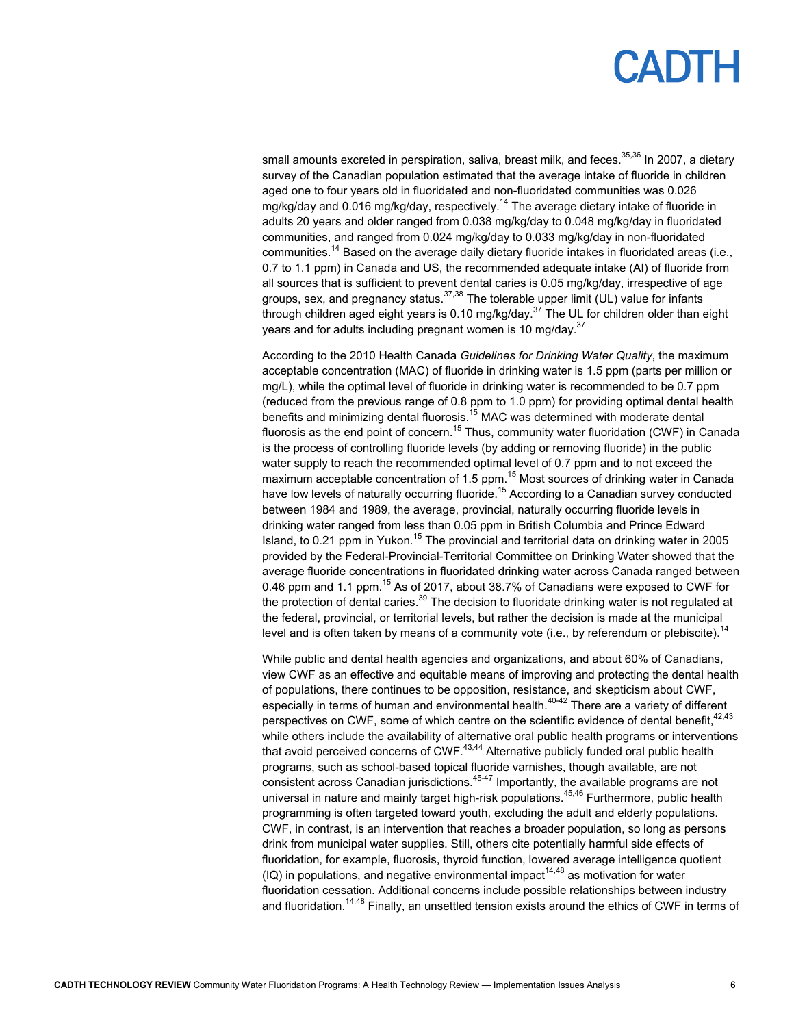small amounts excreted in perspiration, saliva, breast milk, and feces.[35,36] In 2007, a dietary survey of the Canadian population estimated that the average intake of fluoride in children aged one to four years old in fluoridated and non-fluoridated communities was 0.026 mg/kg/day and 0.016 mg/kg/day, respectively.[14] The average dietary intake of fluoride in adults 20 years and older ranged from 0.038 mg/kg/day to 0.048 mg/kg/day in fluoridated communities, and ranged from 0.024 mg/kg/day to 0.033 mg/kg/day in non-fluoridated communities.[14] Based on the average daily dietary fluoride intakes in fluoridated areas (i.e., 0.7 to 1.1 ppm) in Canada and US, the recommended adequate intake (AI) of fluoride from all sources that is sufficient to prevent dental caries is 0.05 mg/kg/day, irrespective of age groups, sex, and pregnancy status.[37,38] The tolerable upper limit (UL) value for infants through children aged eight years is 0.10 mg/kg/day.[37] The UL for children older than eight years and for adults including pregnant women is 10 mg/day.[37]

According to the 2010 Health Canada *Guidelines for Drinking Water Quality*, the maximum acceptable concentration (MAC) of fluoride in drinking water is 1.5 ppm (parts per million or mg/L), while the optimal level of fluoride in drinking water is recommended to be 0.7 ppm (reduced from the previous range of 0.8 ppm to 1.0 ppm) for providing optimal dental health benefits and minimizing dental fluorosis.[15] MAC was determined with moderate dental fluorosis as the end point of concern.[15] Thus, community water fluoridation (CWF) in Canada is the process of controlling fluoride levels (by adding or removing fluoride) in the public water supply to reach the recommended optimal level of 0.7 ppm and to not exceed the maximum acceptable concentration of 1.5 ppm.[15] Most sources of drinking water in Canada have low levels of naturally occurring fluoride.[15] According to a Canadian survey conducted between 1984 and 1989, the average, provincial, naturally occurring fluoride levels in drinking water ranged from less than 0.05 ppm in British Columbia and Prince Edward Island, to 0.21 ppm in Yukon.[15] The provincial and territorial data on drinking water in 2005 provided by the Federal-Provincial-Territorial Committee on Drinking Water showed that the average fluoride concentrations in fluoridated drinking water across Canada ranged between 0.46 ppm and 1.1 ppm.[15] As of 2017, about 38.7% of Canadians were exposed to CWF for the protection of dental caries.[39] The decision to fluoridate drinking water is not regulated at the federal, provincial, or territorial levels, but rather the decision is made at the municipal level and is often taken by means of a community vote (i.e., by referendum or plebiscite).[14]

While public and dental health agencies and organizations, and about 60% of Canadians, view CWF as an effective and equitable means of improving and protecting the dental health of populations, there continues to be opposition, resistance, and skepticism about CWF, especially in terms of human and environmental health.[40-42] There are a variety of different perspectives on CWF, some of which centre on the scientific evidence of dental benefit,[42,43] while others include the availability of alternative oral public health programs or interventions that avoid perceived concerns of CWF.[43,44] Alternative publicly funded oral public health programs, such as school-based topical fluoride varnishes, though available, are not consistent across Canadian jurisdictions.[45-47] Importantly, the available programs are not universal in nature and mainly target high-risk populations.[45,46] Furthermore, public health programming is often targeted toward youth, excluding the adult and elderly populations. CWF, in contrast, is an intervention that reaches a broader population, so long as persons drink from municipal water supplies. Still, others cite potentially harmful side effects of fluoridation, for example, fluorosis, thyroid function, lowered average intelligence quotient (IQ) in populations, and negative environmental impact[14,48] as motivation for water fluoridation cessation. Additional concerns include possible relationships between industry and fluoridation.[14,48] Finally, an unsettled tension exists around the ethics of CWF in terms of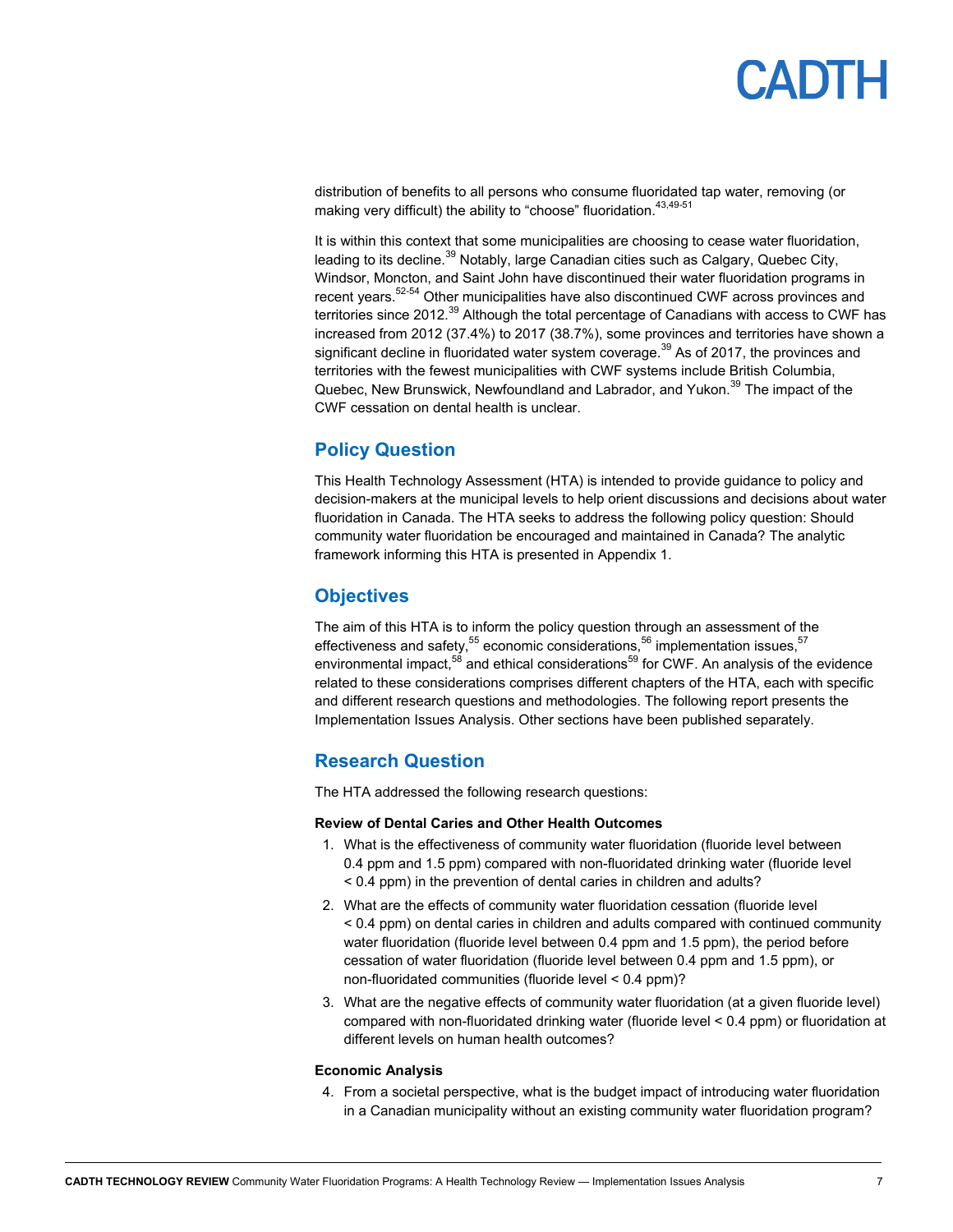distribution of benefits to all persons who consume fluoridated tap water, removing (or making very difficult) the ability to "choose" fluoridation.[43,49-51]

It is within this context that some municipalities are choosing to cease water fluoridation, leading to its decline.[39] Notably, large Canadian cities such as Calgary, Quebec City, Windsor, Moncton, and Saint John have discontinued their water fluoridation programs in recent years.[52-54] Other municipalities have also discontinued CWF across provinces and territories since 2012.[39] Although the total percentage of Canadians with access to CWF has increased from 2012 (37.4%) to 2017 (38.7%), some provinces and territories have shown a significant decline in fluoridated water system coverage.[39] As of 2017, the provinces and territories with the fewest municipalities with CWF systems include British Columbia, Quebec, New Brunswick, Newfoundland and Labrador, and Yukon.[39] The impact of the CWF cessation on dental health is unclear.

## Policy Question

This Health Technology Assessment (HTA) is intended to provide guidance to policy and decision-makers at the municipal levels to help orient discussions and decisions about water fluoridation in Canada. The HTA seeks to address the following policy question: Should community water fluoridation be encouraged and maintained in Canada? The analytic framework informing this HTA is presented in Appendix 1.

## Objectives

The aim of this HTA is to inform the policy question through an assessment of the effectiveness and safety,[55] economic considerations,[56] implementation issues,[57] environmental impact,[58] and ethical considerations[59] for CWF. An analysis of the evidence related to these considerations comprises different chapters of the HTA, each with specific and different research questions and methodologies. The following report presents the Implementation Issues Analysis. Other sections have been published separately.

## Research Question

The HTA addressed the following research questions:

**Review of Dental Caries and Other Health Outcomes**

1. What is the effectiveness of community water fluoridation (fluoride level between 0.4 ppm and 1.5 ppm) compared with non-fluoridated drinking water (fluoride level < 0.4 ppm) in the prevention of dental caries in children and adults?
2. What are the effects of community water fluoridation cessation (fluoride level < 0.4 ppm) on dental caries in children and adults compared with continued community water fluoridation (fluoride level between 0.4 ppm and 1.5 ppm), the period before cessation of water fluoridation (fluoride level between 0.4 ppm and 1.5 ppm), or non-fluoridated communities (fluoride level < 0.4 ppm)?
3. What are the negative effects of community water fluoridation (at a given fluoride level) compared with non-fluoridated drinking water (fluoride level < 0.4 ppm) or fluoridation at different levels on human health outcomes?

**Economic Analysis**

4. From a societal perspective, what is the budget impact of introducing water fluoridation in a Canadian municipality without an existing community water fluoridation program?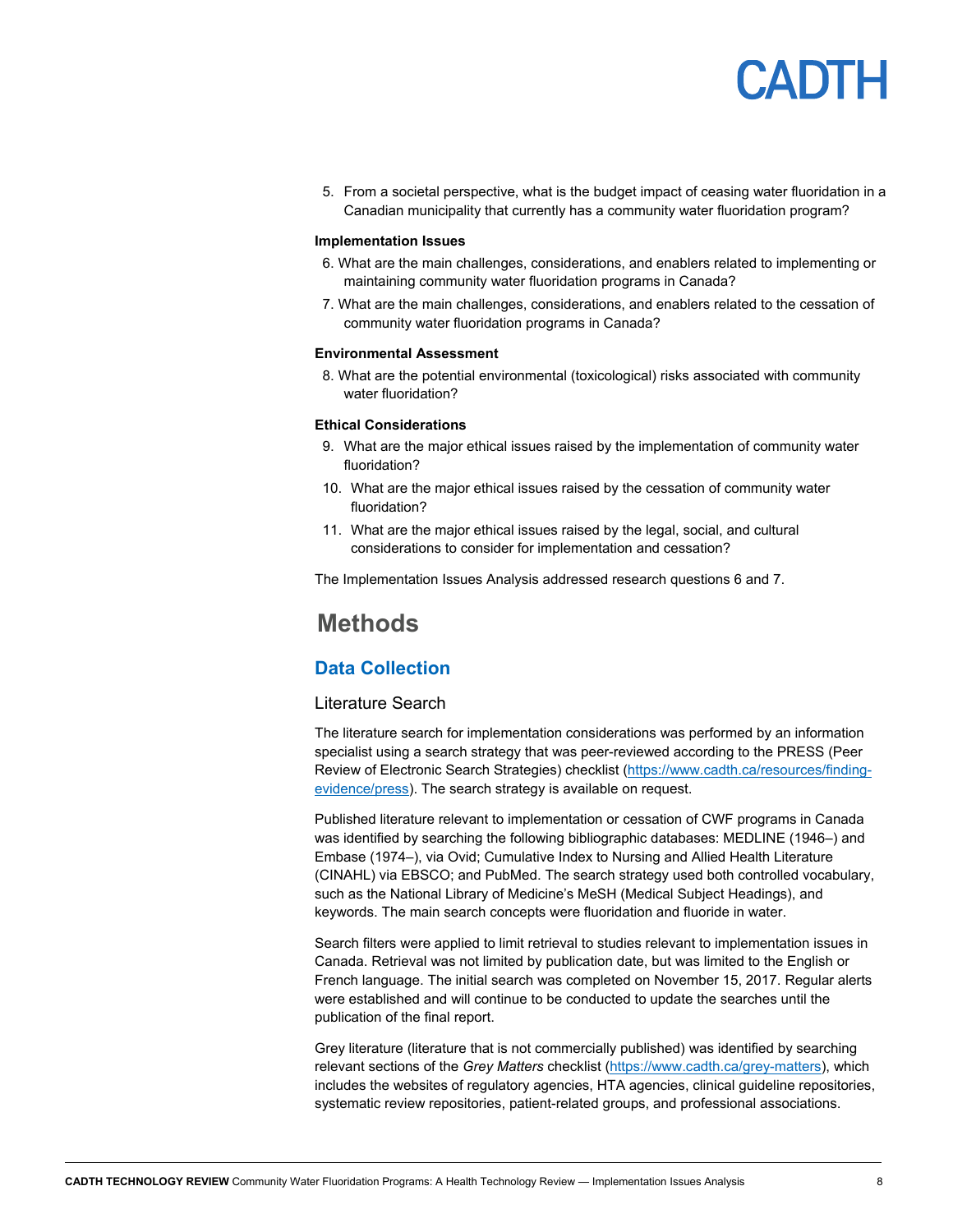5. From a societal perspective, what is the budget impact of ceasing water fluoridation in a Canadian municipality that currently has a community water fluoridation program?

**Implementation Issues**

6. What are the main challenges, considerations, and enablers related to implementing or maintaining community water fluoridation programs in Canada?
7. What are the main challenges, considerations, and enablers related to the cessation of community water fluoridation programs in Canada?

**Environmental Assessment**

8. What are the potential environmental (toxicological) risks associated with community water fluoridation?

**Ethical Considerations**

9. What are the major ethical issues raised by the implementation of community water fluoridation?
10. What are the major ethical issues raised by the cessation of community water fluoridation?
11. What are the major ethical issues raised by the legal, social, and cultural considerations to consider for implementation and cessation?

The Implementation Issues Analysis addressed research questions 6 and 7.

# Methods

## Data Collection

### Literature Search

The literature search for implementation considerations was performed by an information specialist using a search strategy that was peer-reviewed according to the PRESS (Peer Review of Electronic Search Strategies) checklist (https://www.cadth.ca/resources/finding-evidence/press). The search strategy is available on request.

Published literature relevant to implementation or cessation of CWF programs in Canada was identified by searching the following bibliographic databases: MEDLINE (1946–) and Embase (1974–), via Ovid; Cumulative Index to Nursing and Allied Health Literature (CINAHL) via EBSCO; and PubMed. The search strategy used both controlled vocabulary, such as the National Library of Medicine's MeSH (Medical Subject Headings), and keywords. The main search concepts were fluoridation and fluoride in water.

Search filters were applied to limit retrieval to studies relevant to implementation issues in Canada. Retrieval was not limited by publication date, but was limited to the English or French language. The initial search was completed on November 15, 2017. Regular alerts were established and will continue to be conducted to update the searches until the publication of the final report.

Grey literature (literature that is not commercially published) was identified by searching relevant sections of the *Grey Matters* checklist (https://www.cadth.ca/grey-matters), which includes the websites of regulatory agencies, HTA agencies, clinical guideline repositories, systematic review repositories, patient-related groups, and professional associations.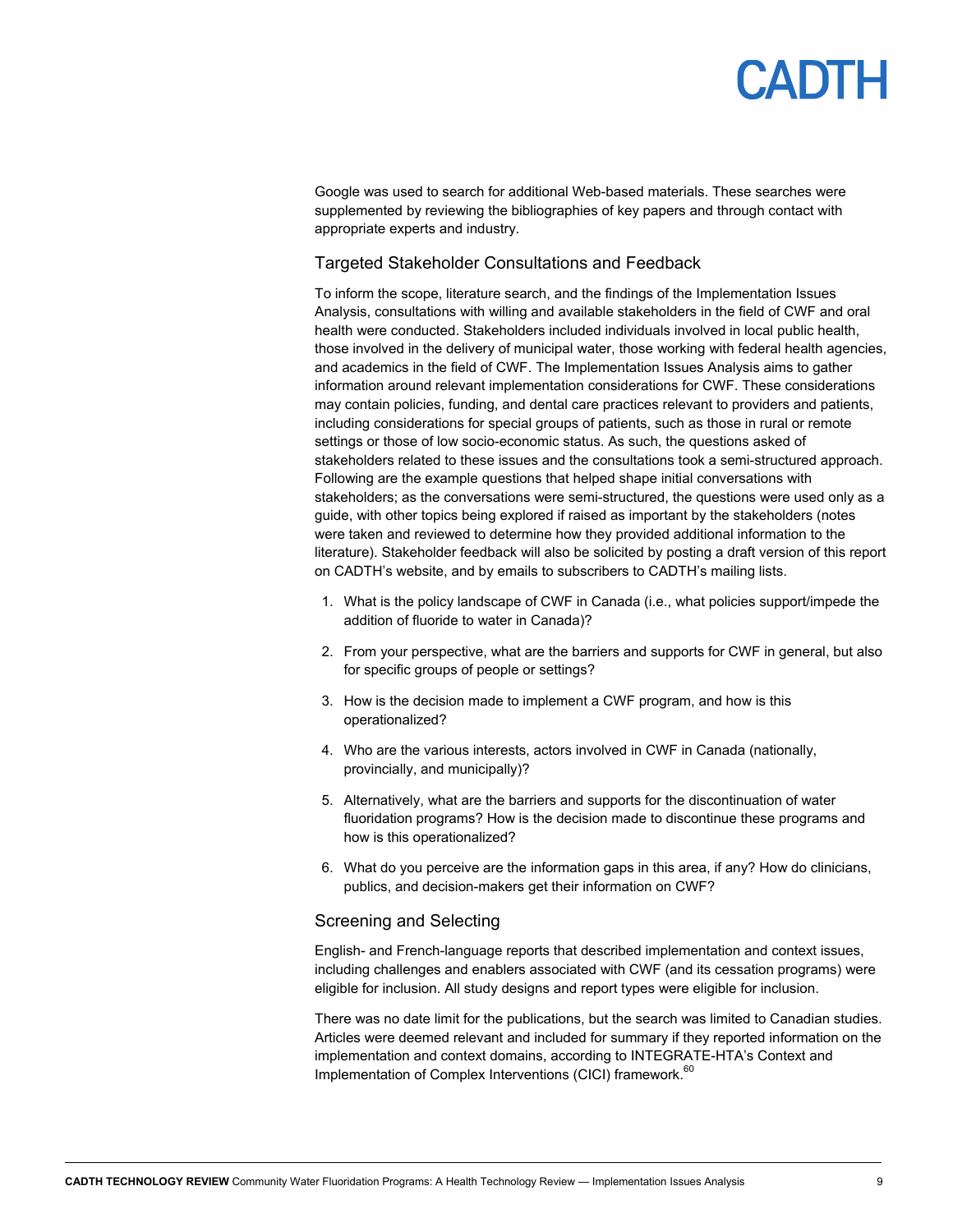Google was used to search for additional Web-based materials. These searches were supplemented by reviewing the bibliographies of key papers and through contact with appropriate experts and industry.

## Targeted Stakeholder Consultations and Feedback

To inform the scope, literature search, and the findings of the Implementation Issues Analysis, consultations with willing and available stakeholders in the field of CWF and oral health were conducted. Stakeholders included individuals involved in local public health, those involved in the delivery of municipal water, those working with federal health agencies, and academics in the field of CWF. The Implementation Issues Analysis aims to gather information around relevant implementation considerations for CWF. These considerations may contain policies, funding, and dental care practices relevant to providers and patients, including considerations for special groups of patients, such as those in rural or remote settings or those of low socio-economic status. As such, the questions asked of stakeholders related to these issues and the consultations took a semi-structured approach. Following are the example questions that helped shape initial conversations with stakeholders; as the conversations were semi-structured, the questions were used only as a guide, with other topics being explored if raised as important by the stakeholders (notes were taken and reviewed to determine how they provided additional information to the literature). Stakeholder feedback will also be solicited by posting a draft version of this report on CADTH's website, and by emails to subscribers to CADTH's mailing lists.

1. What is the policy landscape of CWF in Canada (i.e., what policies support/impede the addition of fluoride to water in Canada)?
2. From your perspective, what are the barriers and supports for CWF in general, but also for specific groups of people or settings?
3. How is the decision made to implement a CWF program, and how is this operationalized?
4. Who are the various interests, actors involved in CWF in Canada (nationally, provincially, and municipally)?
5. Alternatively, what are the barriers and supports for the discontinuation of water fluoridation programs? How is the decision made to discontinue these programs and how is this operationalized?
6. What do you perceive are the information gaps in this area, if any? How do clinicians, publics, and decision-makers get their information on CWF?

## Screening and Selecting

English- and French-language reports that described implementation and context issues, including challenges and enablers associated with CWF (and its cessation programs) were eligible for inclusion. All study designs and report types were eligible for inclusion.

There was no date limit for the publications, but the search was limited to Canadian studies. Articles were deemed relevant and included for summary if they reported information on the implementation and context domains, according to INTEGRATE-HTA's Context and Implementation of Complex Interventions (CICI) framework.[60]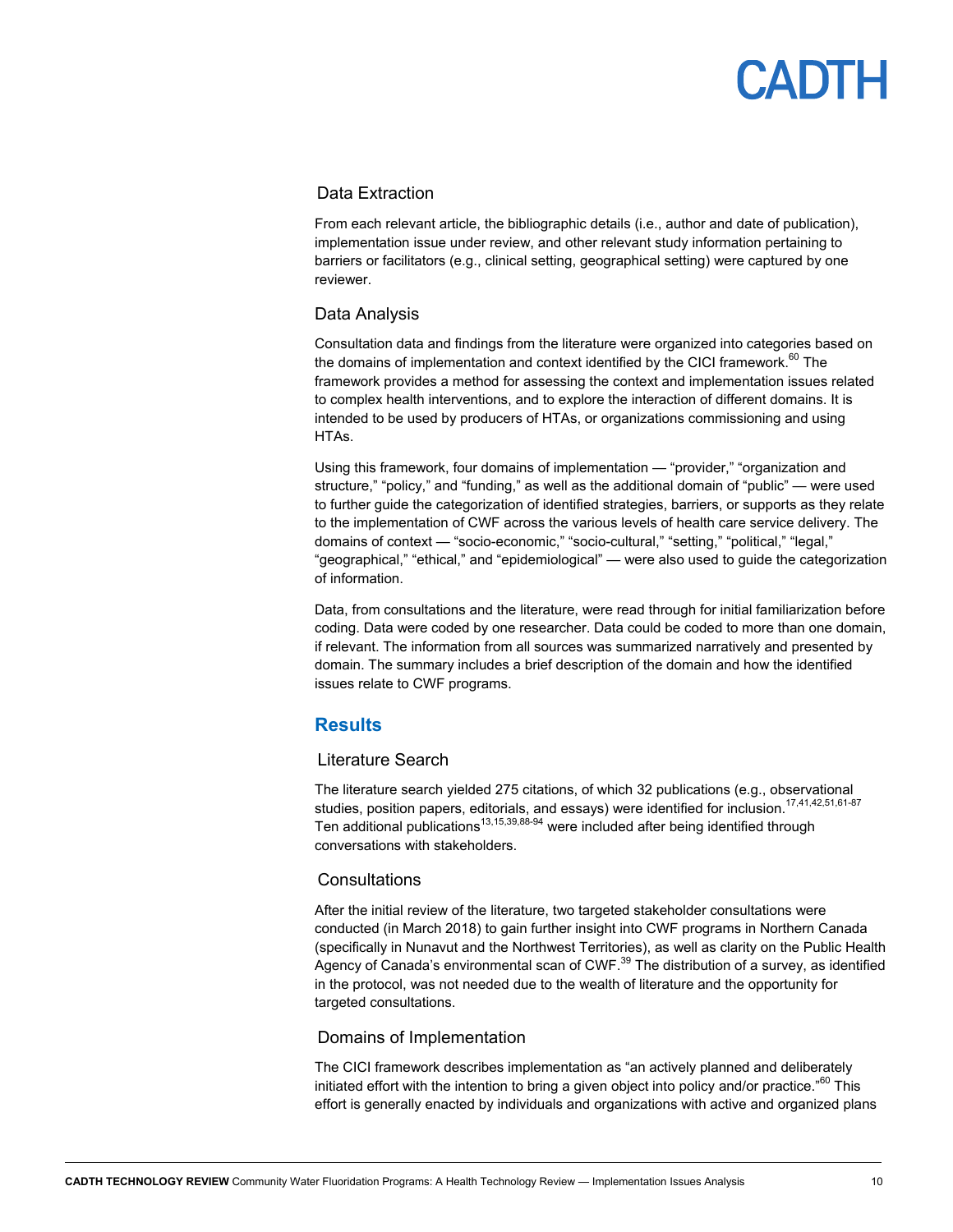### Data Extraction

From each relevant article, the bibliographic details (i.e., author and date of publication), implementation issue under review, and other relevant study information pertaining to barriers or facilitators (e.g., clinical setting, geographical setting) were captured by one reviewer.

### Data Analysis

Consultation data and findings from the literature were organized into categories based on the domains of implementation and context identified by the CICI framework.[60] The framework provides a method for assessing the context and implementation issues related to complex health interventions, and to explore the interaction of different domains. It is intended to be used by producers of HTAs, or organizations commissioning and using HTAs.

Using this framework, four domains of implementation — "provider," "organization and structure," "policy," and "funding," as well as the additional domain of "public" — were used to further guide the categorization of identified strategies, barriers, or supports as they relate to the implementation of CWF across the various levels of health care service delivery. The domains of context — "socio-economic," "socio-cultural," "setting," "political," "legal," "geographical," "ethical," and "epidemiological" — were also used to guide the categorization of information.

Data, from consultations and the literature, were read through for initial familiarization before coding. Data were coded by one researcher. Data could be coded to more than one domain, if relevant. The information from all sources was summarized narratively and presented by domain. The summary includes a brief description of the domain and how the identified issues relate to CWF programs.

## Results

### Literature Search

The literature search yielded 275 citations, of which 32 publications (e.g., observational studies, position papers, editorials, and essays) were identified for inclusion.[17,41,42,51,61-87] Ten additional publications[13,15,39,88-94] were included after being identified through conversations with stakeholders.

### Consultations

After the initial review of the literature, two targeted stakeholder consultations were conducted (in March 2018) to gain further insight into CWF programs in Northern Canada (specifically in Nunavut and the Northwest Territories), as well as clarity on the Public Health Agency of Canada's environmental scan of CWF.[39] The distribution of a survey, as identified in the protocol, was not needed due to the wealth of literature and the opportunity for targeted consultations.

### Domains of Implementation

The CICI framework describes implementation as "an actively planned and deliberately initiated effort with the intention to bring a given object into policy and/or practice."[60] This effort is generally enacted by individuals and organizations with active and organized plans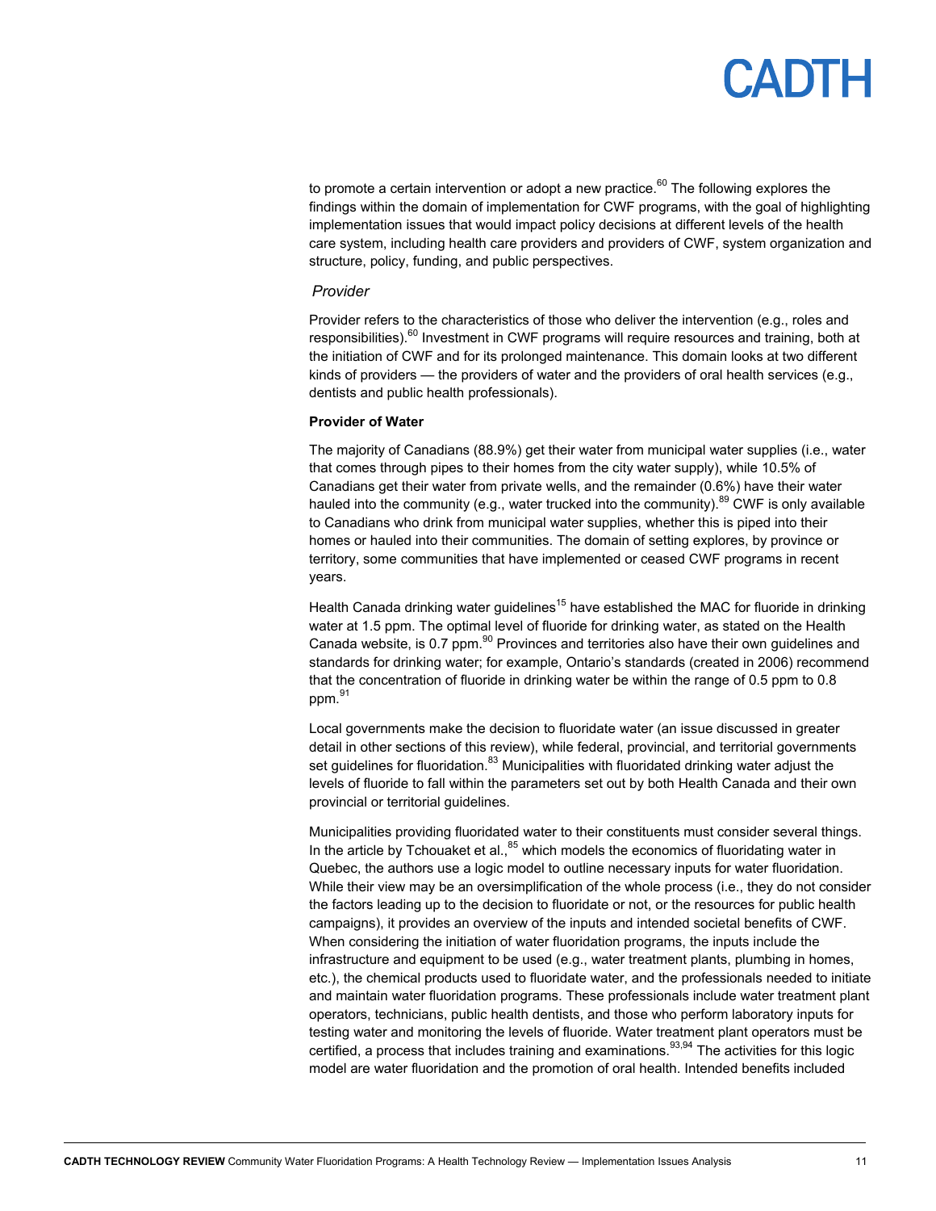to promote a certain intervention or adopt a new practice.[60] The following explores the findings within the domain of implementation for CWF programs, with the goal of highlighting implementation issues that would impact policy decisions at different levels of the health care system, including health care providers and providers of CWF, system organization and structure, policy, funding, and public perspectives.

### *Provider*

Provider refers to the characteristics of those who deliver the intervention (e.g., roles and responsibilities).[60] Investment in CWF programs will require resources and training, both at the initiation of CWF and for its prolonged maintenance. This domain looks at two different kinds of providers — the providers of water and the providers of oral health services (e.g., dentists and public health professionals).

#### **Provider of Water**

The majority of Canadians (88.9%) get their water from municipal water supplies (i.e., water that comes through pipes to their homes from the city water supply), while 10.5% of Canadians get their water from private wells, and the remainder (0.6%) have their water hauled into the community (e.g., water trucked into the community).[89] CWF is only available to Canadians who drink from municipal water supplies, whether this is piped into their homes or hauled into their communities. The domain of setting explores, by province or territory, some communities that have implemented or ceased CWF programs in recent years.

Health Canada drinking water guidelines[15] have established the MAC for fluoride in drinking water at 1.5 ppm. The optimal level of fluoride for drinking water, as stated on the Health Canada website, is 0.7 ppm.[90] Provinces and territories also have their own guidelines and standards for drinking water; for example, Ontario's standards (created in 2006) recommend that the concentration of fluoride in drinking water be within the range of 0.5 ppm to 0.8 ppm.[91]

Local governments make the decision to fluoridate water (an issue discussed in greater detail in other sections of this review), while federal, provincial, and territorial governments set guidelines for fluoridation.[83] Municipalities with fluoridated drinking water adjust the levels of fluoride to fall within the parameters set out by both Health Canada and their own provincial or territorial guidelines.

Municipalities providing fluoridated water to their constituents must consider several things. In the article by Tchouaket et al.,[85] which models the economics of fluoridating water in Quebec, the authors use a logic model to outline necessary inputs for water fluoridation. While their view may be an oversimplification of the whole process (i.e., they do not consider the factors leading up to the decision to fluoridate or not, or the resources for public health campaigns), it provides an overview of the inputs and intended societal benefits of CWF. When considering the initiation of water fluoridation programs, the inputs include the infrastructure and equipment to be used (e.g., water treatment plants, plumbing in homes, etc.), the chemical products used to fluoridate water, and the professionals needed to initiate and maintain water fluoridation programs. These professionals include water treatment plant operators, technicians, public health dentists, and those who perform laboratory inputs for testing water and monitoring the levels of fluoride. Water treatment plant operators must be certified, a process that includes training and examinations.[93,94] The activities for this logic model are water fluoridation and the promotion of oral health. Intended benefits included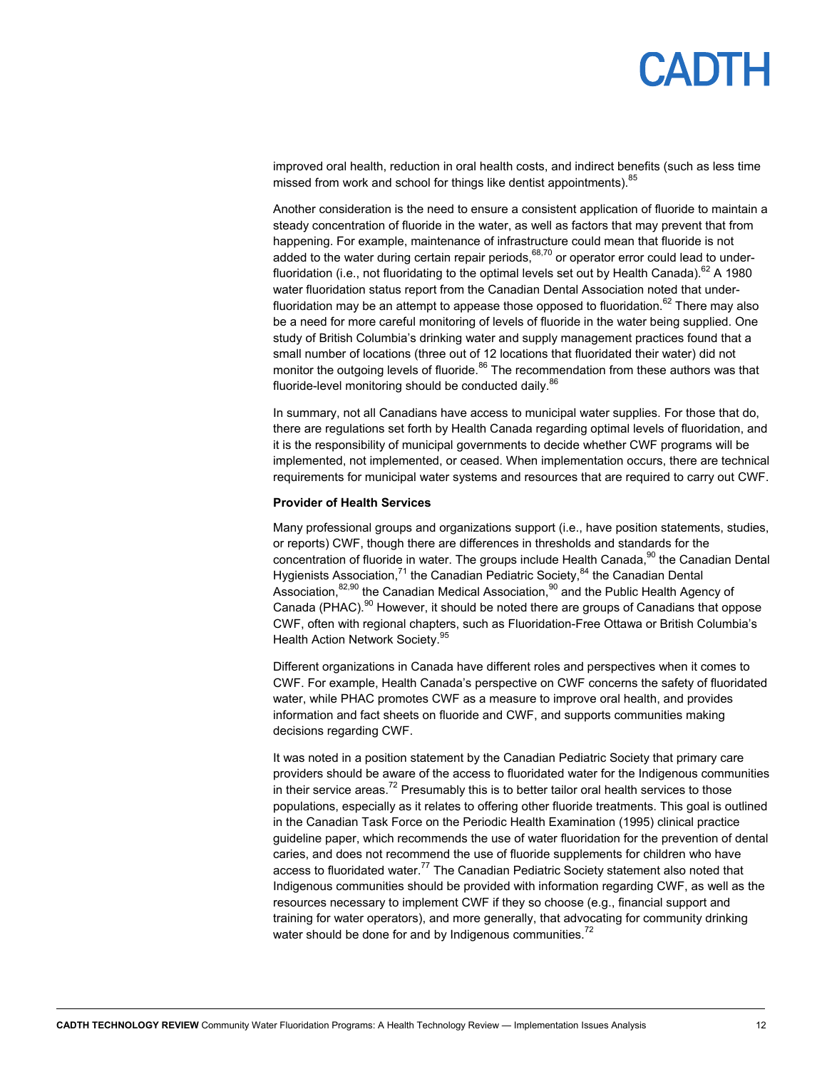improved oral health, reduction in oral health costs, and indirect benefits (such as less time missed from work and school for things like dentist appointments).[85]

Another consideration is the need to ensure a consistent application of fluoride to maintain a steady concentration of fluoride in the water, as well as factors that may prevent that from happening. For example, maintenance of infrastructure could mean that fluoride is not added to the water during certain repair periods,[68,70] or operator error could lead to under-fluoridation (i.e., not fluoridating to the optimal levels set out by Health Canada).[62] A 1980 water fluoridation status report from the Canadian Dental Association noted that under-fluoridation may be an attempt to appease those opposed to fluoridation.[62] There may also be a need for more careful monitoring of levels of fluoride in the water being supplied. One study of British Columbia's drinking water and supply management practices found that a small number of locations (three out of 12 locations that fluoridated their water) did not monitor the outgoing levels of fluoride.[86] The recommendation from these authors was that fluoride-level monitoring should be conducted daily.[86]

In summary, not all Canadians have access to municipal water supplies. For those that do, there are regulations set forth by Health Canada regarding optimal levels of fluoridation, and it is the responsibility of municipal governments to decide whether CWF programs will be implemented, not implemented, or ceased. When implementation occurs, there are technical requirements for municipal water systems and resources that are required to carry out CWF.

**Provider of Health Services**

Many professional groups and organizations support (i.e., have position statements, studies, or reports) CWF, though there are differences in thresholds and standards for the concentration of fluoride in water. The groups include Health Canada,[90] the Canadian Dental Hygienists Association,[71] the Canadian Pediatric Society,[84] the Canadian Dental Association,[82,90] the Canadian Medical Association,[90] and the Public Health Agency of Canada (PHAC).[90] However, it should be noted there are groups of Canadians that oppose CWF, often with regional chapters, such as Fluoridation-Free Ottawa or British Columbia's Health Action Network Society.[95]

Different organizations in Canada have different roles and perspectives when it comes to CWF. For example, Health Canada's perspective on CWF concerns the safety of fluoridated water, while PHAC promotes CWF as a measure to improve oral health, and provides information and fact sheets on fluoride and CWF, and supports communities making decisions regarding CWF.

It was noted in a position statement by the Canadian Pediatric Society that primary care providers should be aware of the access to fluoridated water for the Indigenous communities in their service areas.[72] Presumably this is to better tailor oral health services to those populations, especially as it relates to offering other fluoride treatments. This goal is outlined in the Canadian Task Force on the Periodic Health Examination (1995) clinical practice guideline paper, which recommends the use of water fluoridation for the prevention of dental caries, and does not recommend the use of fluoride supplements for children who have access to fluoridated water.[77] The Canadian Pediatric Society statement also noted that Indigenous communities should be provided with information regarding CWF, as well as the resources necessary to implement CWF if they so choose (e.g., financial support and training for water operators), and more generally, that advocating for community drinking water should be done for and by Indigenous communities.[72]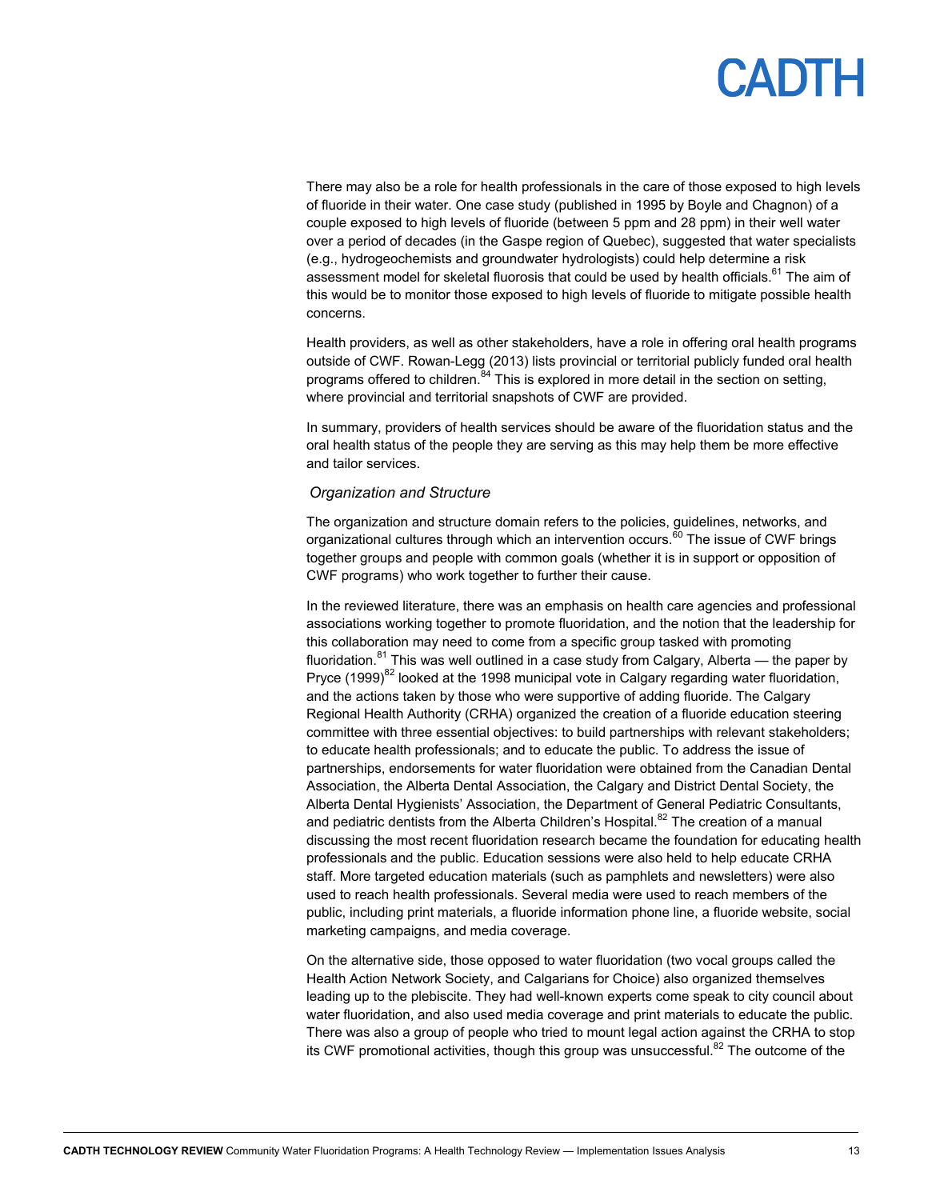There may also be a role for health professionals in the care of those exposed to high levels of fluoride in their water. One case study (published in 1995 by Boyle and Chagnon) of a couple exposed to high levels of fluoride (between 5 ppm and 28 ppm) in their well water over a period of decades (in the Gaspe region of Quebec), suggested that water specialists (e.g., hydrogeochemists and groundwater hydrologists) could help determine a risk assessment model for skeletal fluorosis that could be used by health officials.[61] The aim of this would be to monitor those exposed to high levels of fluoride to mitigate possible health concerns.

Health providers, as well as other stakeholders, have a role in offering oral health programs outside of CWF. Rowan-Legg (2013) lists provincial or territorial publicly funded oral health programs offered to children.[84] This is explored in more detail in the section on setting, where provincial and territorial snapshots of CWF are provided.

In summary, providers of health services should be aware of the fluoridation status and the oral health status of the people they are serving as this may help them be more effective and tailor services.

### *Organization and Structure*

The organization and structure domain refers to the policies, guidelines, networks, and organizational cultures through which an intervention occurs.[60] The issue of CWF brings together groups and people with common goals (whether it is in support or opposition of CWF programs) who work together to further their cause.

In the reviewed literature, there was an emphasis on health care agencies and professional associations working together to promote fluoridation, and the notion that the leadership for this collaboration may need to come from a specific group tasked with promoting fluoridation.[81] This was well outlined in a case study from Calgary, Alberta — the paper by Pryce (1999)[82] looked at the 1998 municipal vote in Calgary regarding water fluoridation, and the actions taken by those who were supportive of adding fluoride. The Calgary Regional Health Authority (CRHA) organized the creation of a fluoride education steering committee with three essential objectives: to build partnerships with relevant stakeholders; to educate health professionals; and to educate the public. To address the issue of partnerships, endorsements for water fluoridation were obtained from the Canadian Dental Association, the Alberta Dental Association, the Calgary and District Dental Society, the Alberta Dental Hygienists' Association, the Department of General Pediatric Consultants, and pediatric dentists from the Alberta Children's Hospital.[82] The creation of a manual discussing the most recent fluoridation research became the foundation for educating health professionals and the public. Education sessions were also held to help educate CRHA staff. More targeted education materials (such as pamphlets and newsletters) were also used to reach health professionals. Several media were used to reach members of the public, including print materials, a fluoride information phone line, a fluoride website, social marketing campaigns, and media coverage.

On the alternative side, those opposed to water fluoridation (two vocal groups called the Health Action Network Society, and Calgarians for Choice) also organized themselves leading up to the plebiscite. They had well-known experts come speak to city council about water fluoridation, and also used media coverage and print materials to educate the public. There was also a group of people who tried to mount legal action against the CRHA to stop its CWF promotional activities, though this group was unsuccessful.[82] The outcome of the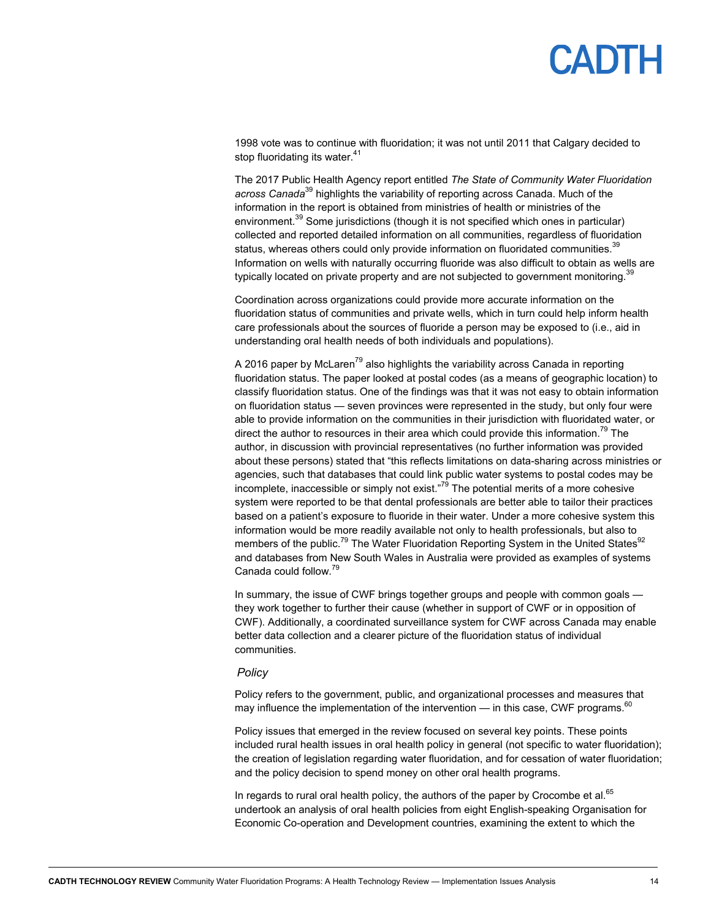1998 vote was to continue with fluoridation; it was not until 2011 that Calgary decided to stop fluoridating its water.[41]

The 2017 Public Health Agency report entitled *The State of Community Water Fluoridation across Canada*[39] highlights the variability of reporting across Canada. Much of the information in the report is obtained from ministries of health or ministries of the environment.[39] Some jurisdictions (though it is not specified which ones in particular) collected and reported detailed information on all communities, regardless of fluoridation status, whereas others could only provide information on fluoridated communities.[39] Information on wells with naturally occurring fluoride was also difficult to obtain as wells are typically located on private property and are not subjected to government monitoring.[39]

Coordination across organizations could provide more accurate information on the fluoridation status of communities and private wells, which in turn could help inform health care professionals about the sources of fluoride a person may be exposed to (i.e., aid in understanding oral health needs of both individuals and populations).

A 2016 paper by McLaren[79] also highlights the variability across Canada in reporting fluoridation status. The paper looked at postal codes (as a means of geographic location) to classify fluoridation status. One of the findings was that it was not easy to obtain information on fluoridation status — seven provinces were represented in the study, but only four were able to provide information on the communities in their jurisdiction with fluoridated water, or direct the author to resources in their area which could provide this information.[79] The author, in discussion with provincial representatives (no further information was provided about these persons) stated that "this reflects limitations on data-sharing across ministries or agencies, such that databases that could link public water systems to postal codes may be incomplete, inaccessible or simply not exist."[79] The potential merits of a more cohesive system were reported to be that dental professionals are better able to tailor their practices based on a patient's exposure to fluoride in their water. Under a more cohesive system this information would be more readily available not only to health professionals, but also to members of the public.[79] The Water Fluoridation Reporting System in the United States[92] and databases from New South Wales in Australia were provided as examples of systems Canada could follow.[79]

In summary, the issue of CWF brings together groups and people with common goals — they work together to further their cause (whether in support of CWF or in opposition of CWF). Additionally, a coordinated surveillance system for CWF across Canada may enable better data collection and a clearer picture of the fluoridation status of individual communities.

### *Policy*

Policy refers to the government, public, and organizational processes and measures that may influence the implementation of the intervention — in this case, CWF programs.[60]

Policy issues that emerged in the review focused on several key points. These points included rural health issues in oral health policy in general (not specific to water fluoridation); the creation of legislation regarding water fluoridation, and for cessation of water fluoridation; and the policy decision to spend money on other oral health programs.

In regards to rural oral health policy, the authors of the paper by Crocombe et al.[65] undertook an analysis of oral health policies from eight English-speaking Organisation for Economic Co-operation and Development countries, examining the extent to which the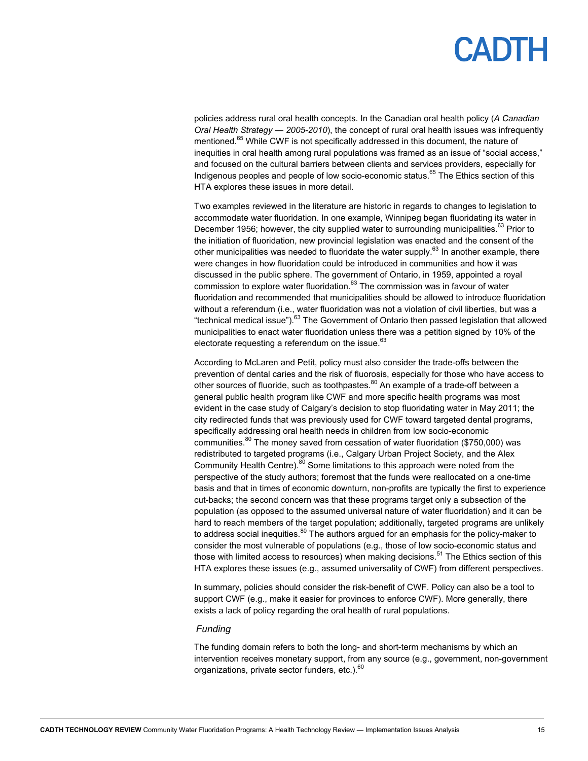policies address rural oral health concepts. In the Canadian oral health policy (*A Canadian Oral Health Strategy — 2005-2010*), the concept of rural oral health issues was infrequently mentioned.[65] While CWF is not specifically addressed in this document, the nature of inequities in oral health among rural populations was framed as an issue of "social access," and focused on the cultural barriers between clients and services providers, especially for Indigenous peoples and people of low socio-economic status.[65] The Ethics section of this HTA explores these issues in more detail.

Two examples reviewed in the literature are historic in regards to changes to legislation to accommodate water fluoridation. In one example, Winnipeg began fluoridating its water in December 1956; however, the city supplied water to surrounding municipalities.[63] Prior to the initiation of fluoridation, new provincial legislation was enacted and the consent of the other municipalities was needed to fluoridate the water supply.[63] In another example, there were changes in how fluoridation could be introduced in communities and how it was discussed in the public sphere. The government of Ontario, in 1959, appointed a royal commission to explore water fluoridation.[63] The commission was in favour of water fluoridation and recommended that municipalities should be allowed to introduce fluoridation without a referendum (i.e., water fluoridation was not a violation of civil liberties, but was a "technical medical issue").[63] The Government of Ontario then passed legislation that allowed municipalities to enact water fluoridation unless there was a petition signed by 10% of the electorate requesting a referendum on the issue.[63]

According to McLaren and Petit, policy must also consider the trade-offs between the prevention of dental caries and the risk of fluorosis, especially for those who have access to other sources of fluoride, such as toothpastes.[80] An example of a trade-off between a general public health program like CWF and more specific health programs was most evident in the case study of Calgary's decision to stop fluoridating water in May 2011; the city redirected funds that was previously used for CWF toward targeted dental programs, specifically addressing oral health needs in children from low socio-economic communities.[80] The money saved from cessation of water fluoridation ($750,000) was redistributed to targeted programs (i.e., Calgary Urban Project Society, and the Alex Community Health Centre).[80] Some limitations to this approach were noted from the perspective of the study authors; foremost that the funds were reallocated on a one-time basis and that in times of economic downturn, non-profits are typically the first to experience cut-backs; the second concern was that these programs target only a subsection of the population (as opposed to the assumed universal nature of water fluoridation) and it can be hard to reach members of the target population; additionally, targeted programs are unlikely to address social inequities.[80] The authors argued for an emphasis for the policy-maker to consider the most vulnerable of populations (e.g., those of low socio-economic status and those with limited access to resources) when making decisions.[51] The Ethics section of this HTA explores these issues (e.g., assumed universality of CWF) from different perspectives.

In summary, policies should consider the risk-benefit of CWF. Policy can also be a tool to support CWF (e.g., make it easier for provinces to enforce CWF). More generally, there exists a lack of policy regarding the oral health of rural populations.

*Funding*

The funding domain refers to both the long- and short-term mechanisms by which an intervention receives monetary support, from any source (e.g., government, non-government organizations, private sector funders, etc.).[60]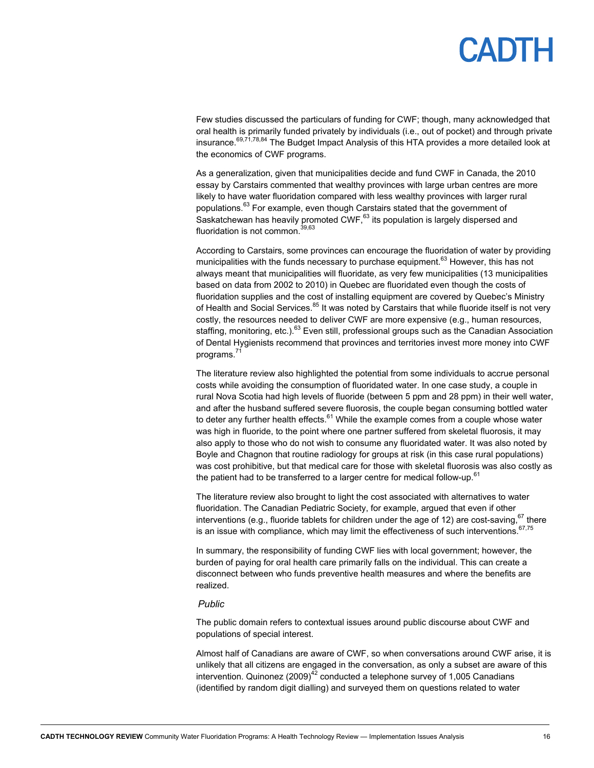Few studies discussed the particulars of funding for CWF; though, many acknowledged that oral health is primarily funded privately by individuals (i.e., out of pocket) and through private insurance.[69,71,78,84] The Budget Impact Analysis of this HTA provides a more detailed look at the economics of CWF programs.

As a generalization, given that municipalities decide and fund CWF in Canada, the 2010 essay by Carstairs commented that wealthy provinces with large urban centres are more likely to have water fluoridation compared with less wealthy provinces with larger rural populations.[63] For example, even though Carstairs stated that the government of Saskatchewan has heavily promoted CWF,[63] its population is largely dispersed and fluoridation is not common.[39,63]

According to Carstairs, some provinces can encourage the fluoridation of water by providing municipalities with the funds necessary to purchase equipment.[63] However, this has not always meant that municipalities will fluoridate, as very few municipalities (13 municipalities based on data from 2002 to 2010) in Quebec are fluoridated even though the costs of fluoridation supplies and the cost of installing equipment are covered by Quebec's Ministry of Health and Social Services.[85] It was noted by Carstairs that while fluoride itself is not very costly, the resources needed to deliver CWF are more expensive (e.g., human resources, staffing, monitoring, etc.).[63] Even still, professional groups such as the Canadian Association of Dental Hygienists recommend that provinces and territories invest more money into CWF programs.[71]

The literature review also highlighted the potential from some individuals to accrue personal costs while avoiding the consumption of fluoridated water. In one case study, a couple in rural Nova Scotia had high levels of fluoride (between 5 ppm and 28 ppm) in their well water, and after the husband suffered severe fluorosis, the couple began consuming bottled water to deter any further health effects.[61] While the example comes from a couple whose water was high in fluoride, to the point where one partner suffered from skeletal fluorosis, it may also apply to those who do not wish to consume any fluoridated water. It was also noted by Boyle and Chagnon that routine radiology for groups at risk (in this case rural populations) was cost prohibitive, but that medical care for those with skeletal fluorosis was also costly as the patient had to be transferred to a larger centre for medical follow-up.[61]

The literature review also brought to light the cost associated with alternatives to water fluoridation. The Canadian Pediatric Society, for example, argued that even if other interventions (e.g., fluoride tablets for children under the age of 12) are cost-saving,[67] there is an issue with compliance, which may limit the effectiveness of such interventions.[67,75]

In summary, the responsibility of funding CWF lies with local government; however, the burden of paying for oral health care primarily falls on the individual. This can create a disconnect between who funds preventive health measures and where the benefits are realized.

*Public*

The public domain refers to contextual issues around public discourse about CWF and populations of special interest.

Almost half of Canadians are aware of CWF, so when conversations around CWF arise, it is unlikely that all citizens are engaged in the conversation, as only a subset are aware of this intervention. Quinonez (2009)[42] conducted a telephone survey of 1,005 Canadians (identified by random digit dialling) and surveyed them on questions related to water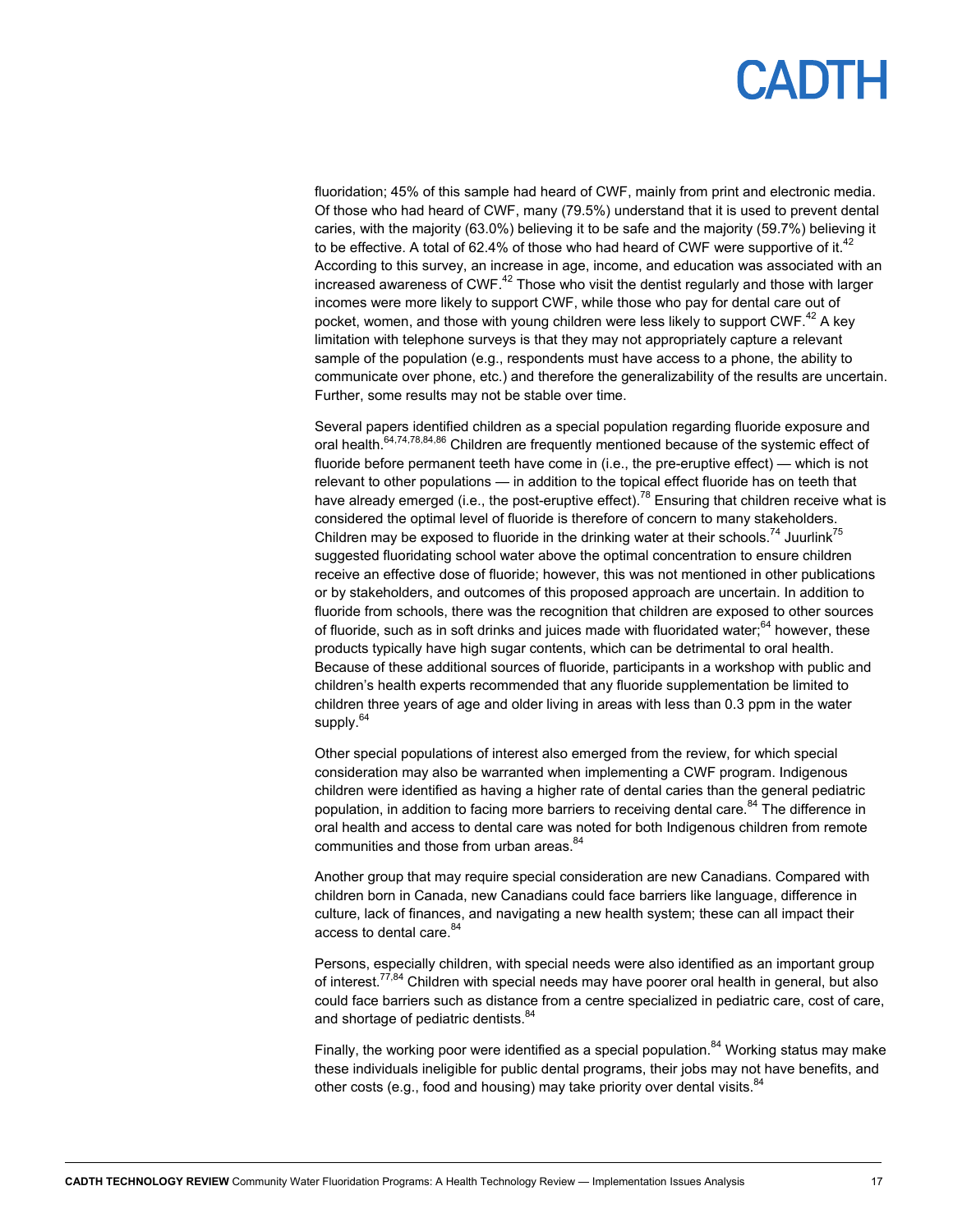fluoridation; 45% of this sample had heard of CWF, mainly from print and electronic media. Of those who had heard of CWF, many (79.5%) understand that it is used to prevent dental caries, with the majority (63.0%) believing it to be safe and the majority (59.7%) believing it to be effective. A total of 62.4% of those who had heard of CWF were supportive of it.[42] According to this survey, an increase in age, income, and education was associated with an increased awareness of CWF.[42] Those who visit the dentist regularly and those with larger incomes were more likely to support CWF, while those who pay for dental care out of pocket, women, and those with young children were less likely to support CWF.[42] A key limitation with telephone surveys is that they may not appropriately capture a relevant sample of the population (e.g., respondents must have access to a phone, the ability to communicate over phone, etc.) and therefore the generalizability of the results are uncertain. Further, some results may not be stable over time.

Several papers identified children as a special population regarding fluoride exposure and oral health.[64,74,78,84,86] Children are frequently mentioned because of the systemic effect of fluoride before permanent teeth have come in (i.e., the pre-eruptive effect) — which is not relevant to other populations — in addition to the topical effect fluoride has on teeth that have already emerged (i.e., the post-eruptive effect).[78] Ensuring that children receive what is considered the optimal level of fluoride is therefore of concern to many stakeholders. Children may be exposed to fluoride in the drinking water at their schools.[74] Juurlink[75] suggested fluoridating school water above the optimal concentration to ensure children receive an effective dose of fluoride; however, this was not mentioned in other publications or by stakeholders, and outcomes of this proposed approach are uncertain. In addition to fluoride from schools, there was the recognition that children are exposed to other sources of fluoride, such as in soft drinks and juices made with fluoridated water;[64] however, these products typically have high sugar contents, which can be detrimental to oral health. Because of these additional sources of fluoride, participants in a workshop with public and children's health experts recommended that any fluoride supplementation be limited to children three years of age and older living in areas with less than 0.3 ppm in the water supply.[64]

Other special populations of interest also emerged from the review, for which special consideration may also be warranted when implementing a CWF program. Indigenous children were identified as having a higher rate of dental caries than the general pediatric population, in addition to facing more barriers to receiving dental care.[84] The difference in oral health and access to dental care was noted for both Indigenous children from remote communities and those from urban areas.[84]

Another group that may require special consideration are new Canadians. Compared with children born in Canada, new Canadians could face barriers like language, difference in culture, lack of finances, and navigating a new health system; these can all impact their access to dental care.[84]

Persons, especially children, with special needs were also identified as an important group of interest.[77,84] Children with special needs may have poorer oral health in general, but also could face barriers such as distance from a centre specialized in pediatric care, cost of care, and shortage of pediatric dentists.[84]

Finally, the working poor were identified as a special population.[84] Working status may make these individuals ineligible for public dental programs, their jobs may not have benefits, and other costs (e.g., food and housing) may take priority over dental visits.[84]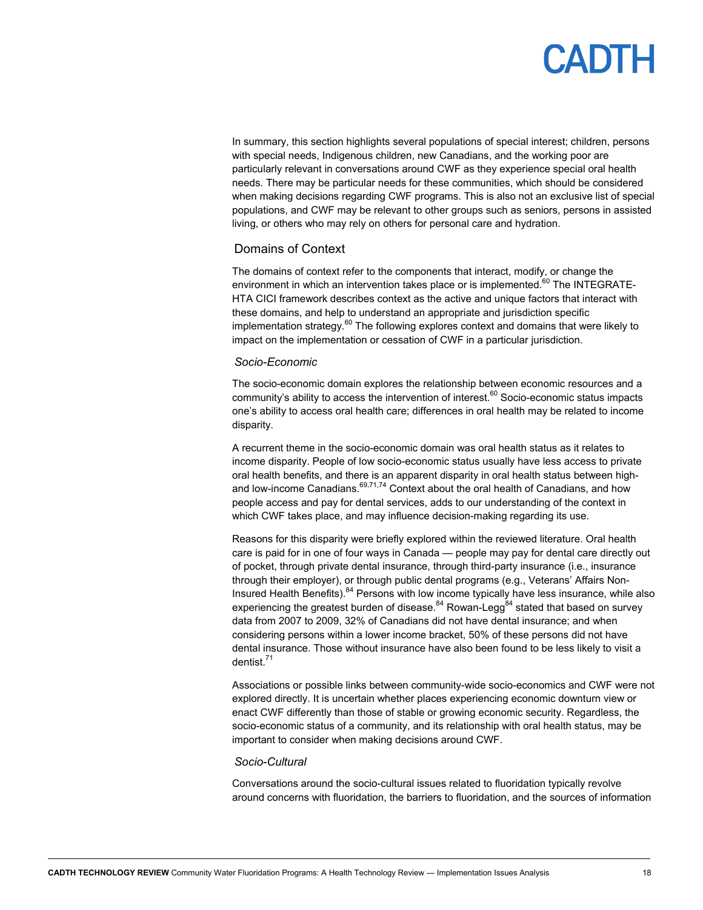In summary, this section highlights several populations of special interest; children, persons with special needs, Indigenous children, new Canadians, and the working poor are particularly relevant in conversations around CWF as they experience special oral health needs. There may be particular needs for these communities, which should be considered when making decisions regarding CWF programs. This is also not an exclusive list of special populations, and CWF may be relevant to other groups such as seniors, persons in assisted living, or others who may rely on others for personal care and hydration.

## Domains of Context

The domains of context refer to the components that interact, modify, or change the environment in which an intervention takes place or is implemented.[60] The INTEGRATE-HTA CICI framework describes context as the active and unique factors that interact with these domains, and help to understand an appropriate and jurisdiction specific implementation strategy.[60] The following explores context and domains that were likely to impact on the implementation or cessation of CWF in a particular jurisdiction.

### *Socio-Economic*

The socio-economic domain explores the relationship between economic resources and a community's ability to access the intervention of interest.[60] Socio-economic status impacts one's ability to access oral health care; differences in oral health may be related to income disparity.

A recurrent theme in the socio-economic domain was oral health status as it relates to income disparity. People of low socio-economic status usually have less access to private oral health benefits, and there is an apparent disparity in oral health status between high- and low-income Canadians.[69,71,74] Context about the oral health of Canadians, and how people access and pay for dental services, adds to our understanding of the context in which CWF takes place, and may influence decision-making regarding its use.

Reasons for this disparity were briefly explored within the reviewed literature. Oral health care is paid for in one of four ways in Canada — people may pay for dental care directly out of pocket, through private dental insurance, through third-party insurance (i.e., insurance through their employer), or through public dental programs (e.g., Veterans' Affairs Non-Insured Health Benefits).[84] Persons with low income typically have less insurance, while also experiencing the greatest burden of disease.[84] Rowan-Legg[84] stated that based on survey data from 2007 to 2009, 32% of Canadians did not have dental insurance; and when considering persons within a lower income bracket, 50% of these persons did not have dental insurance. Those without insurance have also been found to be less likely to visit a dentist.[71]

Associations or possible links between community-wide socio-economics and CWF were not explored directly. It is uncertain whether places experiencing economic downturn view or enact CWF differently than those of stable or growing economic security. Regardless, the socio-economic status of a community, and its relationship with oral health status, may be important to consider when making decisions around CWF.

### *Socio-Cultural*

Conversations around the socio-cultural issues related to fluoridation typically revolve around concerns with fluoridation, the barriers to fluoridation, and the sources of information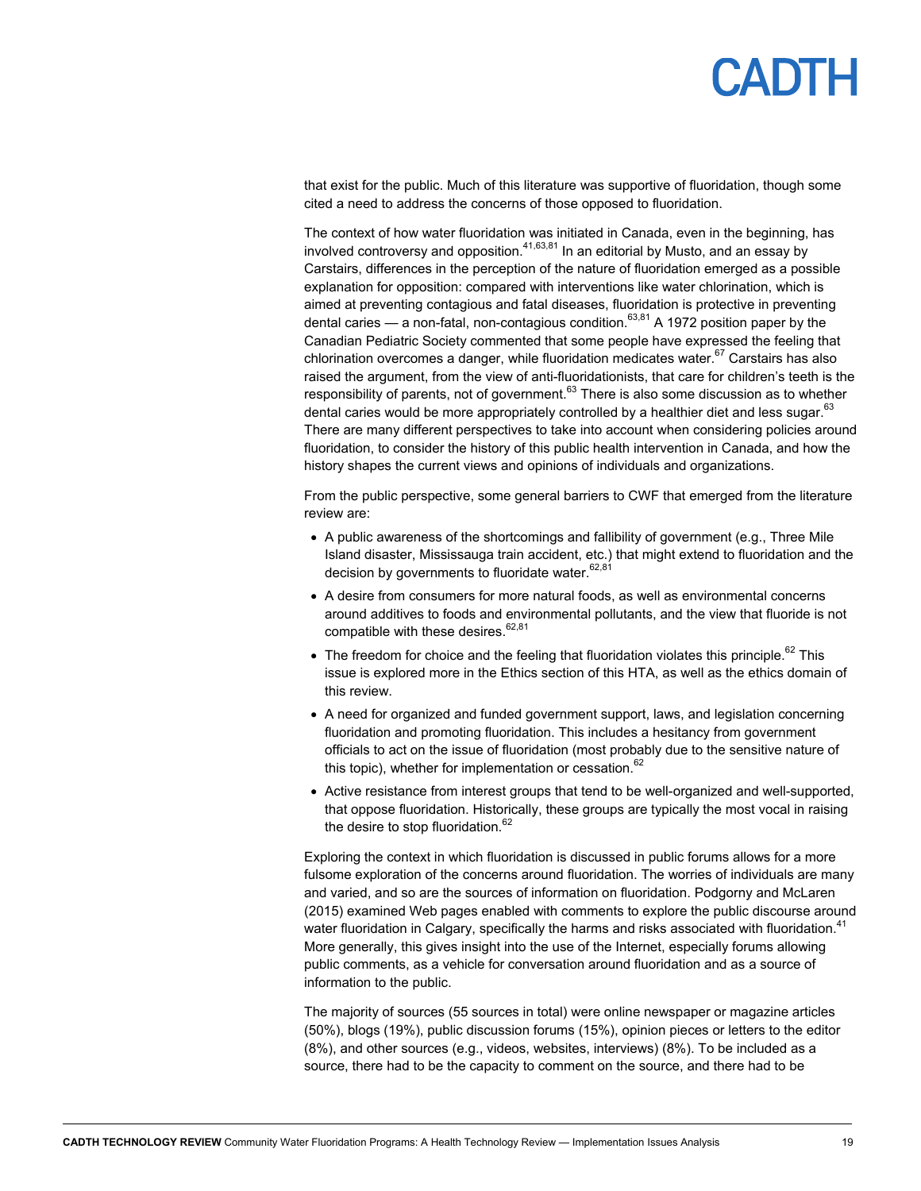that exist for the public. Much of this literature was supportive of fluoridation, though some cited a need to address the concerns of those opposed to fluoridation.

The context of how water fluoridation was initiated in Canada, even in the beginning, has involved controversy and opposition.[41,63,81] In an editorial by Musto, and an essay by Carstairs, differences in the perception of the nature of fluoridation emerged as a possible explanation for opposition: compared with interventions like water chlorination, which is aimed at preventing contagious and fatal diseases, fluoridation is protective in preventing dental caries — a non-fatal, non-contagious condition.[63,81] A 1972 position paper by the Canadian Pediatric Society commented that some people have expressed the feeling that chlorination overcomes a danger, while fluoridation medicates water.[67] Carstairs has also raised the argument, from the view of anti-fluoridationists, that care for children's teeth is the responsibility of parents, not of government.[63] There is also some discussion as to whether dental caries would be more appropriately controlled by a healthier diet and less sugar.[63] There are many different perspectives to take into account when considering policies around fluoridation, to consider the history of this public health intervention in Canada, and how the history shapes the current views and opinions of individuals and organizations.

From the public perspective, some general barriers to CWF that emerged from the literature review are:

- A public awareness of the shortcomings and fallibility of government (e.g., Three Mile Island disaster, Mississauga train accident, etc.) that might extend to fluoridation and the decision by governments to fluoridate water.[62,81]
- A desire from consumers for more natural foods, as well as environmental concerns around additives to foods and environmental pollutants, and the view that fluoride is not compatible with these desires.[62,81]
- The freedom for choice and the feeling that fluoridation violates this principle.[62] This issue is explored more in the Ethics section of this HTA, as well as the ethics domain of this review.
- A need for organized and funded government support, laws, and legislation concerning fluoridation and promoting fluoridation. This includes a hesitancy from government officials to act on the issue of fluoridation (most probably due to the sensitive nature of this topic), whether for implementation or cessation.[62]
- Active resistance from interest groups that tend to be well-organized and well-supported, that oppose fluoridation. Historically, these groups are typically the most vocal in raising the desire to stop fluoridation.[62]

Exploring the context in which fluoridation is discussed in public forums allows for a more fulsome exploration of the concerns around fluoridation. The worries of individuals are many and varied, and so are the sources of information on fluoridation. Podgorny and McLaren (2015) examined Web pages enabled with comments to explore the public discourse around water fluoridation in Calgary, specifically the harms and risks associated with fluoridation.[41] More generally, this gives insight into the use of the Internet, especially forums allowing public comments, as a vehicle for conversation around fluoridation and as a source of information to the public.

The majority of sources (55 sources in total) were online newspaper or magazine articles (50%), blogs (19%), public discussion forums (15%), opinion pieces or letters to the editor (8%), and other sources (e.g., videos, websites, interviews) (8%). To be included as a source, there had to be the capacity to comment on the source, and there had to be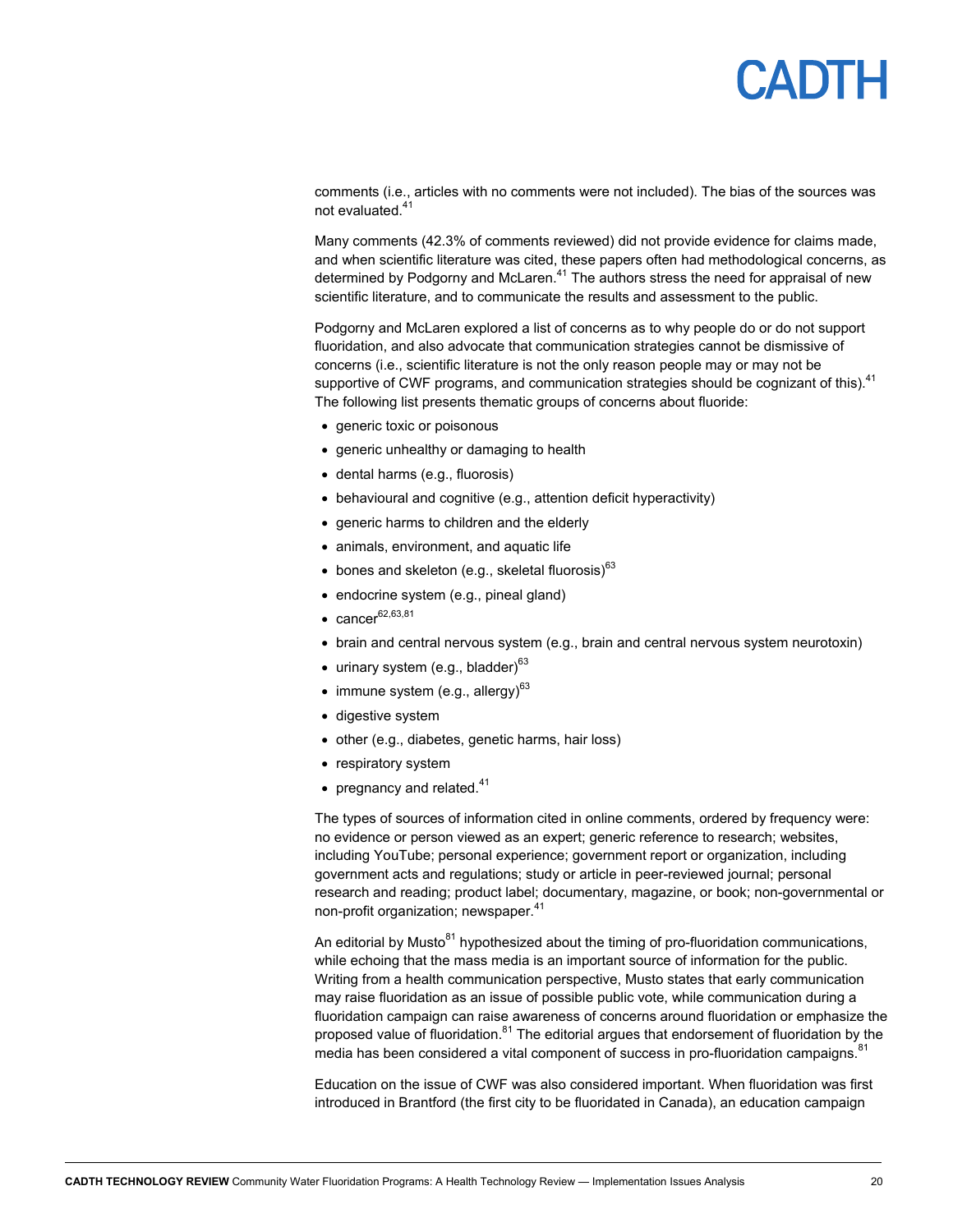comments (i.e., articles with no comments were not included). The bias of the sources was not evaluated.[41]

Many comments (42.3% of comments reviewed) did not provide evidence for claims made, and when scientific literature was cited, these papers often had methodological concerns, as determined by Podgorny and McLaren.[41] The authors stress the need for appraisal of new scientific literature, and to communicate the results and assessment to the public.

Podgorny and McLaren explored a list of concerns as to why people do or do not support fluoridation, and also advocate that communication strategies cannot be dismissive of concerns (i.e., scientific literature is not the only reason people may or may not be supportive of CWF programs, and communication strategies should be cognizant of this).[41] The following list presents thematic groups of concerns about fluoride:

- generic toxic or poisonous
- generic unhealthy or damaging to health
- dental harms (e.g., fluorosis)
- behavioural and cognitive (e.g., attention deficit hyperactivity)
- generic harms to children and the elderly
- animals, environment, and aquatic life
- bones and skeleton (e.g., skeletal fluorosis)[63]
- endocrine system (e.g., pineal gland)
- cancer[62,63,81]
- brain and central nervous system (e.g., brain and central nervous system neurotoxin)
- urinary system (e.g., bladder)[63]
- immune system (e.g., allergy)[63]
- digestive system
- other (e.g., diabetes, genetic harms, hair loss)
- respiratory system
- pregnancy and related.[41]

The types of sources of information cited in online comments, ordered by frequency were: no evidence or person viewed as an expert; generic reference to research; websites, including YouTube; personal experience; government report or organization, including government acts and regulations; study or article in peer-reviewed journal; personal research and reading; product label; documentary, magazine, or book; non-governmental or non-profit organization; newspaper.[41]

An editorial by Musto[81] hypothesized about the timing of pro-fluoridation communications, while echoing that the mass media is an important source of information for the public. Writing from a health communication perspective, Musto states that early communication may raise fluoridation as an issue of possible public vote, while communication during a fluoridation campaign can raise awareness of concerns around fluoridation or emphasize the proposed value of fluoridation.[81] The editorial argues that endorsement of fluoridation by the media has been considered a vital component of success in pro-fluoridation campaigns.[81]

Education on the issue of CWF was also considered important. When fluoridation was first introduced in Brantford (the first city to be fluoridated in Canada), an education campaign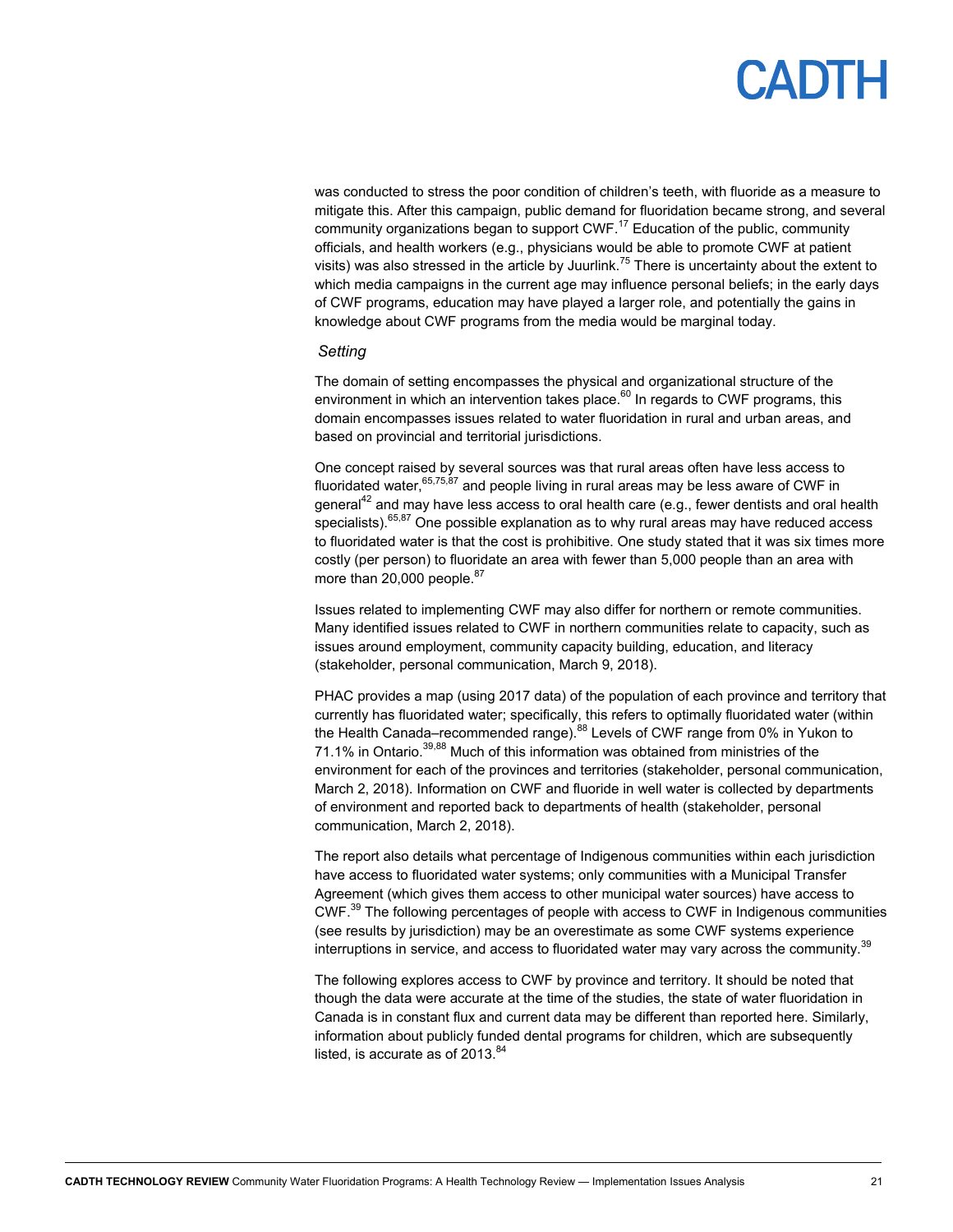was conducted to stress the poor condition of children's teeth, with fluoride as a measure to mitigate this. After this campaign, public demand for fluoridation became strong, and several community organizations began to support CWF.[17] Education of the public, community officials, and health workers (e.g., physicians would be able to promote CWF at patient visits) was also stressed in the article by Juurlink.[75] There is uncertainty about the extent to which media campaigns in the current age may influence personal beliefs; in the early days of CWF programs, education may have played a larger role, and potentially the gains in knowledge about CWF programs from the media would be marginal today.

*Setting*

The domain of setting encompasses the physical and organizational structure of the environment in which an intervention takes place.[60] In regards to CWF programs, this domain encompasses issues related to water fluoridation in rural and urban areas, and based on provincial and territorial jurisdictions.

One concept raised by several sources was that rural areas often have less access to fluoridated water,[65,75,87] and people living in rural areas may be less aware of CWF in general[42] and may have less access to oral health care (e.g., fewer dentists and oral health specialists).[65,87] One possible explanation as to why rural areas may have reduced access to fluoridated water is that the cost is prohibitive. One study stated that it was six times more costly (per person) to fluoridate an area with fewer than 5,000 people than an area with more than 20,000 people.[87]

Issues related to implementing CWF may also differ for northern or remote communities. Many identified issues related to CWF in northern communities relate to capacity, such as issues around employment, community capacity building, education, and literacy (stakeholder, personal communication, March 9, 2018).

PHAC provides a map (using 2017 data) of the population of each province and territory that currently has fluoridated water; specifically, this refers to optimally fluoridated water (within the Health Canada–recommended range).[88] Levels of CWF range from 0% in Yukon to 71.1% in Ontario.[39,88] Much of this information was obtained from ministries of the environment for each of the provinces and territories (stakeholder, personal communication, March 2, 2018). Information on CWF and fluoride in well water is collected by departments of environment and reported back to departments of health (stakeholder, personal communication, March 2, 2018).

The report also details what percentage of Indigenous communities within each jurisdiction have access to fluoridated water systems; only communities with a Municipal Transfer Agreement (which gives them access to other municipal water sources) have access to CWF.[39] The following percentages of people with access to CWF in Indigenous communities (see results by jurisdiction) may be an overestimate as some CWF systems experience interruptions in service, and access to fluoridated water may vary across the community.[39]

The following explores access to CWF by province and territory. It should be noted that though the data were accurate at the time of the studies, the state of water fluoridation in Canada is in constant flux and current data may be different than reported here. Similarly, information about publicly funded dental programs for children, which are subsequently listed, is accurate as of 2013.[84]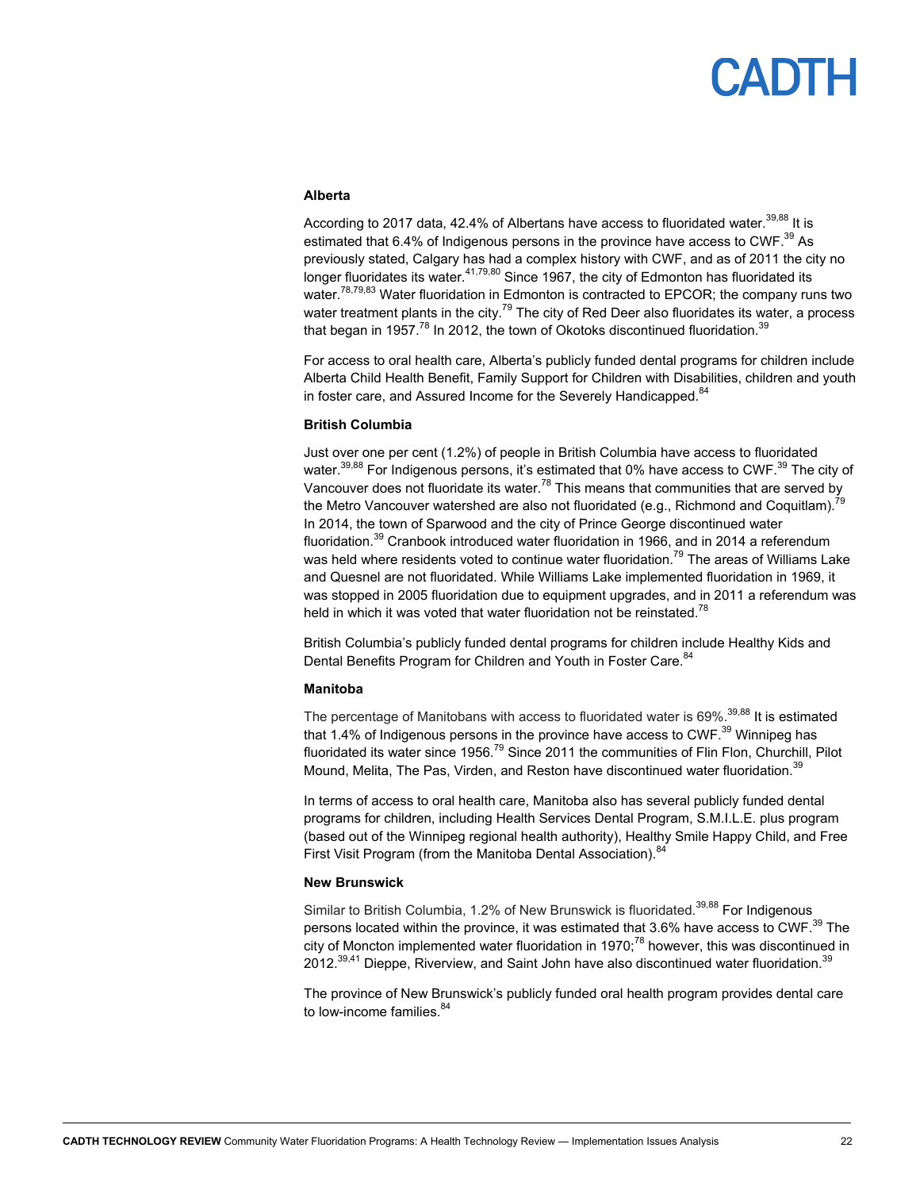**Alberta**

According to 2017 data, 42.4% of Albertans have access to fluoridated water.[39,88] It is estimated that 6.4% of Indigenous persons in the province have access to CWF.[39] As previously stated, Calgary has had a complex history with CWF, and as of 2011 the city no longer fluoridates its water.[41,79,80] Since 1967, the city of Edmonton has fluoridated its water.[78,79,83] Water fluoridation in Edmonton is contracted to EPCOR; the company runs two water treatment plants in the city.[79] The city of Red Deer also fluoridates its water, a process that began in 1957.[78] In 2012, the town of Okotoks discontinued fluoridation.[39]

For access to oral health care, Alberta's publicly funded dental programs for children include Alberta Child Health Benefit, Family Support for Children with Disabilities, children and youth in foster care, and Assured Income for the Severely Handicapped.[84]

**British Columbia**

Just over one per cent (1.2%) of people in British Columbia have access to fluoridated water.[39,88] For Indigenous persons, it's estimated that 0% have access to CWF.[39] The city of Vancouver does not fluoridate its water.[78] This means that communities that are served by the Metro Vancouver watershed are also not fluoridated (e.g., Richmond and Coquitlam).[79] In 2014, the town of Sparwood and the city of Prince George discontinued water fluoridation.[39] Cranbook introduced water fluoridation in 1966, and in 2014 a referendum was held where residents voted to continue water fluoridation.[79] The areas of Williams Lake and Quesnel are not fluoridated. While Williams Lake implemented fluoridation in 1969, it was stopped in 2005 fluoridation due to equipment upgrades, and in 2011 a referendum was held in which it was voted that water fluoridation not be reinstated.[78]

British Columbia's publicly funded dental programs for children include Healthy Kids and Dental Benefits Program for Children and Youth in Foster Care.[84]

**Manitoba**

The percentage of Manitobans with access to fluoridated water is 69%.[39,88] It is estimated that 1.4% of Indigenous persons in the province have access to CWF.[39] Winnipeg has fluoridated its water since 1956.[79] Since 2011 the communities of Flin Flon, Churchill, Pilot Mound, Melita, The Pas, Virden, and Reston have discontinued water fluoridation.[39]

In terms of access to oral health care, Manitoba also has several publicly funded dental programs for children, including Health Services Dental Program, S.M.I.L.E. plus program (based out of the Winnipeg regional health authority), Healthy Smile Happy Child, and Free First Visit Program (from the Manitoba Dental Association).[84]

**New Brunswick**

Similar to British Columbia, 1.2% of New Brunswick is fluoridated.[39,88] For Indigenous persons located within the province, it was estimated that 3.6% have access to CWF.[39] The city of Moncton implemented water fluoridation in 1970;[78] however, this was discontinued in 2012.[39,41] Dieppe, Riverview, and Saint John have also discontinued water fluoridation.[39]

The province of New Brunswick's publicly funded oral health program provides dental care to low-income families.[84]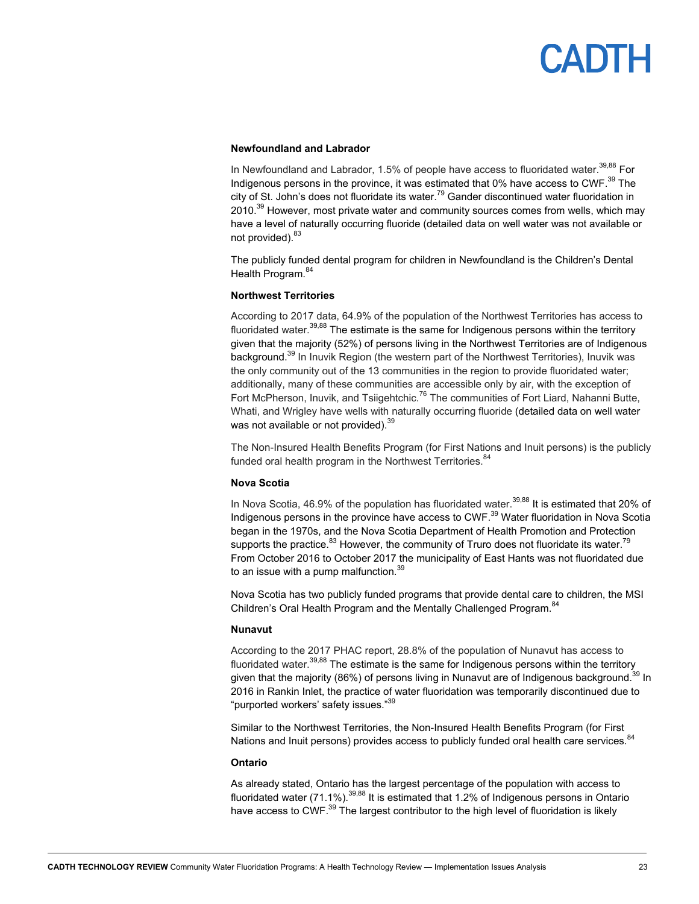#### Newfoundland and Labrador

In Newfoundland and Labrador, 1.5% of people have access to fluoridated water.[39,88] For Indigenous persons in the province, it was estimated that 0% have access to CWF.[39] The city of St. John's does not fluoridate its water.[79] Gander discontinued water fluoridation in 2010.[39] However, most private water and community sources comes from wells, which may have a level of naturally occurring fluoride (detailed data on well water was not available or not provided).[83]

The publicly funded dental program for children in Newfoundland is the Children's Dental Health Program.[84]

#### Northwest Territories

According to 2017 data, 64.9% of the population of the Northwest Territories has access to fluoridated water.[39,88] The estimate is the same for Indigenous persons within the territory given that the majority (52%) of persons living in the Northwest Territories are of Indigenous background.[39] In Inuvik Region (the western part of the Northwest Territories), Inuvik was the only community out of the 13 communities in the region to provide fluoridated water; additionally, many of these communities are accessible only by air, with the exception of Fort McPherson, Inuvik, and Tsiigehtchic.[76] The communities of Fort Liard, Nahanni Butte, Whati, and Wrigley have wells with naturally occurring fluoride (detailed data on well water was not available or not provided).[39]

The Non-Insured Health Benefits Program (for First Nations and Inuit persons) is the publicly funded oral health program in the Northwest Territories.[84]

#### Nova Scotia

In Nova Scotia, 46.9% of the population has fluoridated water.[39,88] It is estimated that 20% of Indigenous persons in the province have access to CWF.[39] Water fluoridation in Nova Scotia began in the 1970s, and the Nova Scotia Department of Health Promotion and Protection supports the practice.[83] However, the community of Truro does not fluoridate its water.[79] From October 2016 to October 2017 the municipality of East Hants was not fluoridated due to an issue with a pump malfunction.[39]

Nova Scotia has two publicly funded programs that provide dental care to children, the MSI Children's Oral Health Program and the Mentally Challenged Program.[84]

#### Nunavut

According to the 2017 PHAC report, 28.8% of the population of Nunavut has access to fluoridated water.[39,88] The estimate is the same for Indigenous persons within the territory given that the majority (86%) of persons living in Nunavut are of Indigenous background.[39] In 2016 in Rankin Inlet, the practice of water fluoridation was temporarily discontinued due to "purported workers' safety issues."[39]

Similar to the Northwest Territories, the Non-Insured Health Benefits Program (for First Nations and Inuit persons) provides access to publicly funded oral health care services.[84]

#### Ontario

As already stated, Ontario has the largest percentage of the population with access to fluoridated water (71.1%).[39,88] It is estimated that 1.2% of Indigenous persons in Ontario have access to CWF.[39] The largest contributor to the high level of fluoridation is likely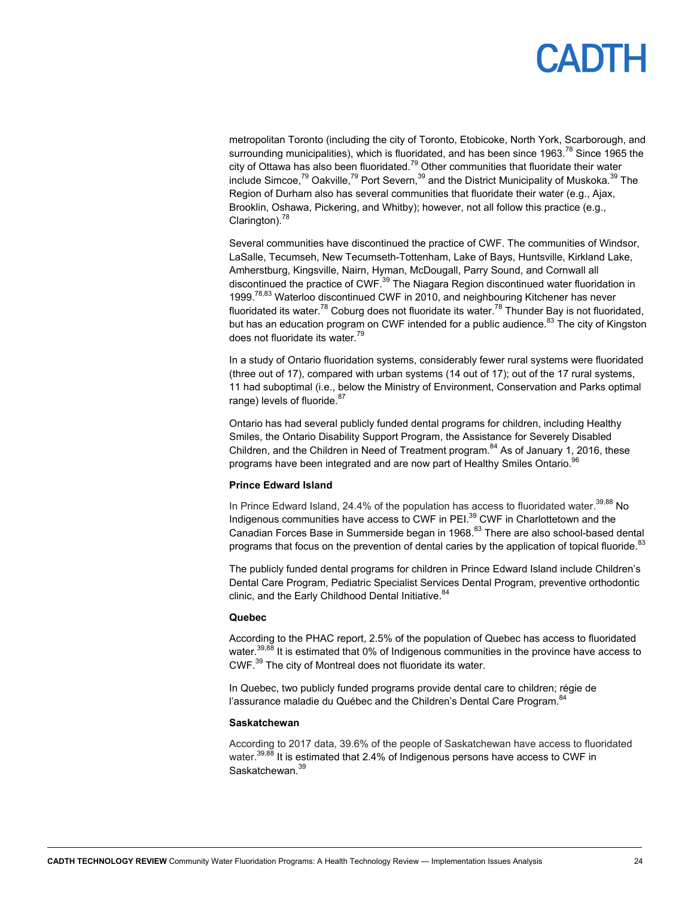metropolitan Toronto (including the city of Toronto, Etobicoke, North York, Scarborough, and surrounding municipalities), which is fluoridated, and has been since 1963.[78] Since 1965 the city of Ottawa has also been fluoridated.[79] Other communities that fluoridate their water include Simcoe,[79] Oakville,[79] Port Severn,[39] and the District Municipality of Muskoka.[39] The Region of Durham also has several communities that fluoridate their water (e.g., Ajax, Brooklin, Oshawa, Pickering, and Whitby); however, not all follow this practice (e.g., Clarington).[78]

Several communities have discontinued the practice of CWF. The communities of Windsor, LaSalle, Tecumseh, New Tecumseth-Tottenham, Lake of Bays, Huntsville, Kirkland Lake, Amherstburg, Kingsville, Nairn, Hyman, McDougall, Parry Sound, and Cornwall all discontinued the practice of CWF.[39] The Niagara Region discontinued water fluoridation in 1999.[78,83] Waterloo discontinued CWF in 2010, and neighbouring Kitchener has never fluoridated its water.[78] Coburg does not fluoridate its water.[78] Thunder Bay is not fluoridated, but has an education program on CWF intended for a public audience.[83] The city of Kingston does not fluoridate its water.[79]

In a study of Ontario fluoridation systems, considerably fewer rural systems were fluoridated (three out of 17), compared with urban systems (14 out of 17); out of the 17 rural systems, 11 had suboptimal (i.e., below the Ministry of Environment, Conservation and Parks optimal range) levels of fluoride.[87]

Ontario has had several publicly funded dental programs for children, including Healthy Smiles, the Ontario Disability Support Program, the Assistance for Severely Disabled Children, and the Children in Need of Treatment program.[84] As of January 1, 2016, these programs have been integrated and are now part of Healthy Smiles Ontario.[96]

**Prince Edward Island**

In Prince Edward Island, 24.4% of the population has access to fluoridated water.[39,88] No Indigenous communities have access to CWF in PEI.[39] CWF in Charlottetown and the Canadian Forces Base in Summerside began in 1968.[83] There are also school-based dental programs that focus on the prevention of dental caries by the application of topical fluoride.[83]

The publicly funded dental programs for children in Prince Edward Island include Children's Dental Care Program, Pediatric Specialist Services Dental Program, preventive orthodontic clinic, and the Early Childhood Dental Initiative.[84]

**Quebec**

According to the PHAC report, 2.5% of the population of Quebec has access to fluoridated water.[39,88] It is estimated that 0% of Indigenous communities in the province have access to CWF.[39] The city of Montreal does not fluoridate its water.

In Quebec, two publicly funded programs provide dental care to children; régie de l'assurance maladie du Québec and the Children's Dental Care Program.[84]

**Saskatchewan**

According to 2017 data, 39.6% of the people of Saskatchewan have access to fluoridated water.[39,88] It is estimated that 2.4% of Indigenous persons have access to CWF in Saskatchewan.[39]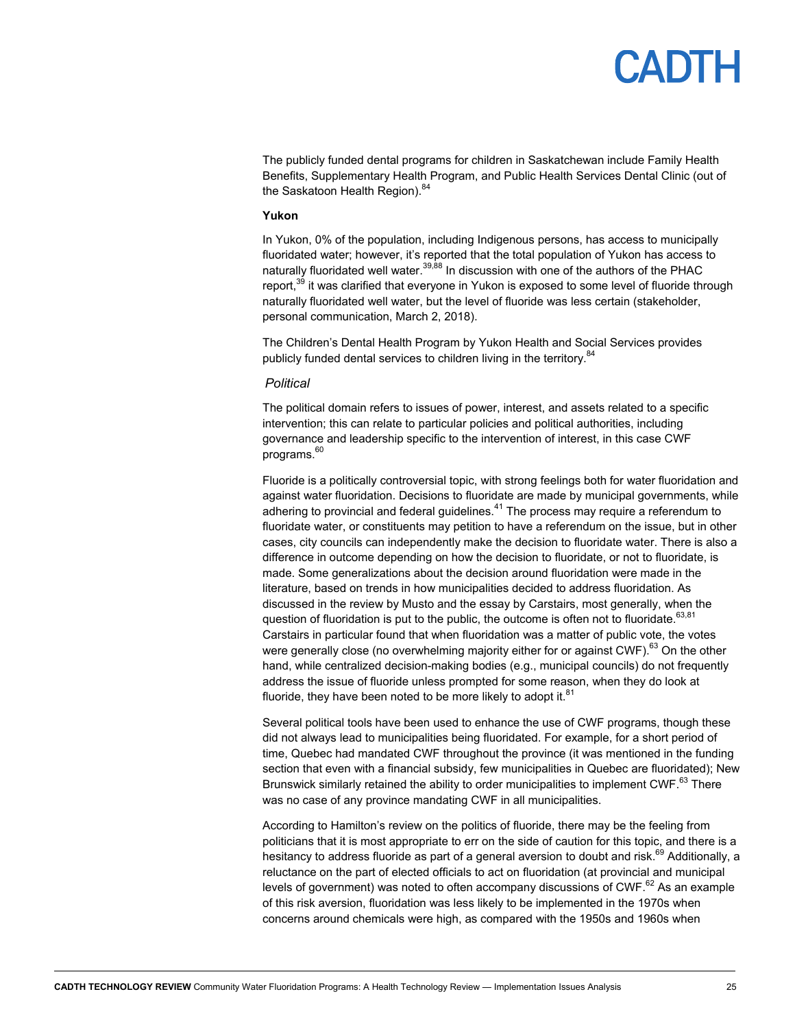The publicly funded dental programs for children in Saskatchewan include Family Health Benefits, Supplementary Health Program, and Public Health Services Dental Clinic (out of the Saskatoon Health Region).[84]

**Yukon**

In Yukon, 0% of the population, including Indigenous persons, has access to municipally fluoridated water; however, it's reported that the total population of Yukon has access to naturally fluoridated well water.[39,88] In discussion with one of the authors of the PHAC report,[39] it was clarified that everyone in Yukon is exposed to some level of fluoride through naturally fluoridated well water, but the level of fluoride was less certain (stakeholder, personal communication, March 2, 2018).

The Children's Dental Health Program by Yukon Health and Social Services provides publicly funded dental services to children living in the territory.[84]

*Political*

The political domain refers to issues of power, interest, and assets related to a specific intervention; this can relate to particular policies and political authorities, including governance and leadership specific to the intervention of interest, in this case CWF programs.[60]

Fluoride is a politically controversial topic, with strong feelings both for water fluoridation and against water fluoridation. Decisions to fluoridate are made by municipal governments, while adhering to provincial and federal guidelines.[41] The process may require a referendum to fluoridate water, or constituents may petition to have a referendum on the issue, but in other cases, city councils can independently make the decision to fluoridate water. There is also a difference in outcome depending on how the decision to fluoridate, or not to fluoridate, is made. Some generalizations about the decision around fluoridation were made in the literature, based on trends in how municipalities decided to address fluoridation. As discussed in the review by Musto and the essay by Carstairs, most generally, when the question of fluoridation is put to the public, the outcome is often not to fluoridate.[63,81] Carstairs in particular found that when fluoridation was a matter of public vote, the votes were generally close (no overwhelming majority either for or against CWF).[63] On the other hand, while centralized decision-making bodies (e.g., municipal councils) do not frequently address the issue of fluoride unless prompted for some reason, when they do look at fluoride, they have been noted to be more likely to adopt it.[81]

Several political tools have been used to enhance the use of CWF programs, though these did not always lead to municipalities being fluoridated. For example, for a short period of time, Quebec had mandated CWF throughout the province (it was mentioned in the funding section that even with a financial subsidy, few municipalities in Quebec are fluoridated); New Brunswick similarly retained the ability to order municipalities to implement CWF.[63] There was no case of any province mandating CWF in all municipalities.

According to Hamilton's review on the politics of fluoride, there may be the feeling from politicians that it is most appropriate to err on the side of caution for this topic, and there is a hesitancy to address fluoride as part of a general aversion to doubt and risk.[69] Additionally, a reluctance on the part of elected officials to act on fluoridation (at provincial and municipal levels of government) was noted to often accompany discussions of CWF.[62] As an example of this risk aversion, fluoridation was less likely to be implemented in the 1970s when concerns around chemicals were high, as compared with the 1950s and 1960s when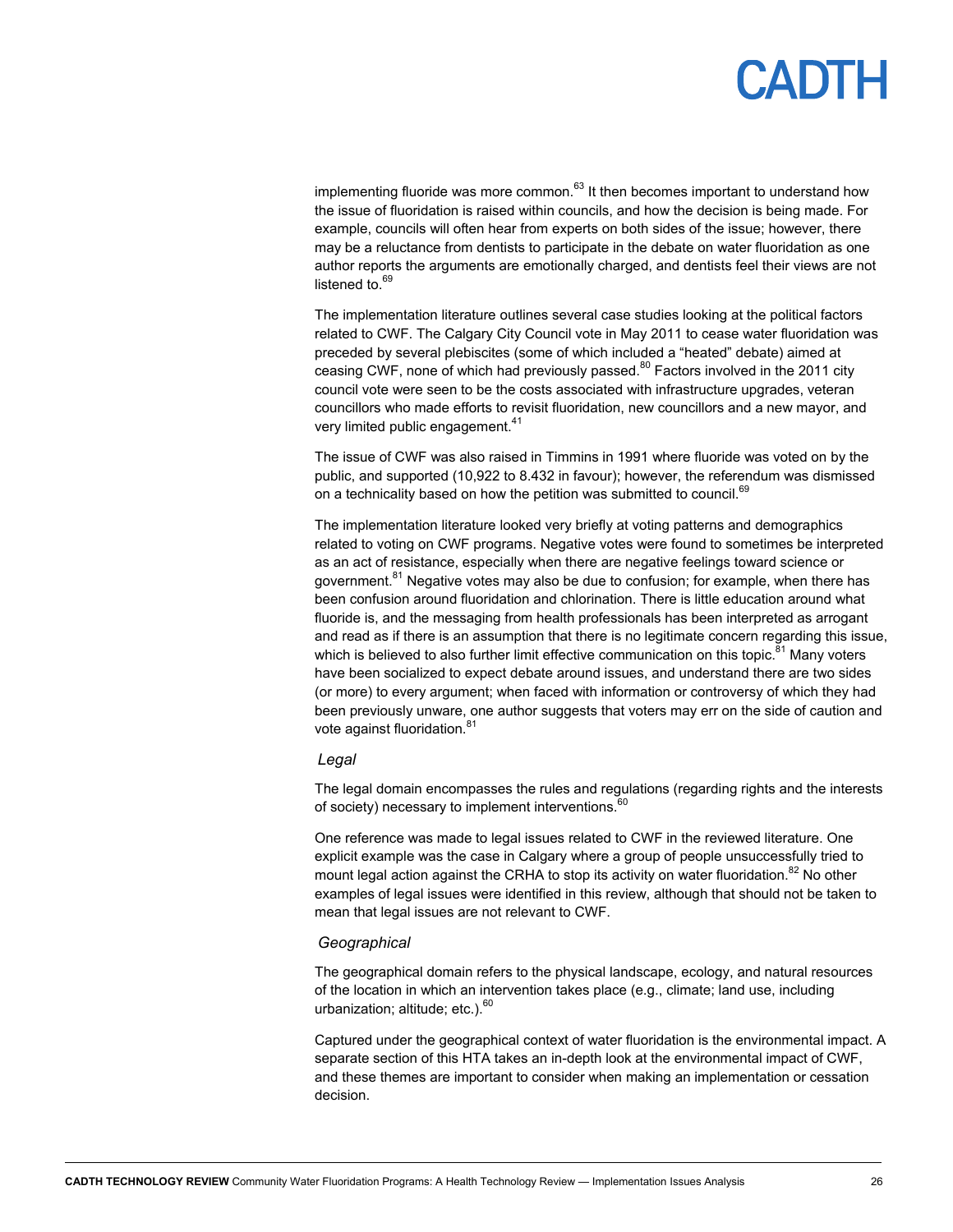implementing fluoride was more common.[63] It then becomes important to understand how the issue of fluoridation is raised within councils, and how the decision is being made. For example, councils will often hear from experts on both sides of the issue; however, there may be a reluctance from dentists to participate in the debate on water fluoridation as one author reports the arguments are emotionally charged, and dentists feel their views are not listened to.[69]

The implementation literature outlines several case studies looking at the political factors related to CWF. The Calgary City Council vote in May 2011 to cease water fluoridation was preceded by several plebiscites (some of which included a "heated" debate) aimed at ceasing CWF, none of which had previously passed.[80] Factors involved in the 2011 city council vote were seen to be the costs associated with infrastructure upgrades, veteran councillors who made efforts to revisit fluoridation, new councillors and a new mayor, and very limited public engagement.[41]

The issue of CWF was also raised in Timmins in 1991 where fluoride was voted on by the public, and supported (10,922 to 8.432 in favour); however, the referendum was dismissed on a technicality based on how the petition was submitted to council.[69]

The implementation literature looked very briefly at voting patterns and demographics related to voting on CWF programs. Negative votes were found to sometimes be interpreted as an act of resistance, especially when there are negative feelings toward science or government.[81] Negative votes may also be due to confusion; for example, when there has been confusion around fluoridation and chlorination. There is little education around what fluoride is, and the messaging from health professionals has been interpreted as arrogant and read as if there is an assumption that there is no legitimate concern regarding this issue, which is believed to also further limit effective communication on this topic.[81] Many voters have been socialized to expect debate around issues, and understand there are two sides (or more) to every argument; when faced with information or controversy of which they had been previously unware, one author suggests that voters may err on the side of caution and vote against fluoridation.[81]

*Legal*

The legal domain encompasses the rules and regulations (regarding rights and the interests of society) necessary to implement interventions.[60]

One reference was made to legal issues related to CWF in the reviewed literature. One explicit example was the case in Calgary where a group of people unsuccessfully tried to mount legal action against the CRHA to stop its activity on water fluoridation.[82] No other examples of legal issues were identified in this review, although that should not be taken to mean that legal issues are not relevant to CWF.

*Geographical*

The geographical domain refers to the physical landscape, ecology, and natural resources of the location in which an intervention takes place (e.g., climate; land use, including urbanization; altitude; etc.).[60]

Captured under the geographical context of water fluoridation is the environmental impact. A separate section of this HTA takes an in-depth look at the environmental impact of CWF, and these themes are important to consider when making an implementation or cessation decision.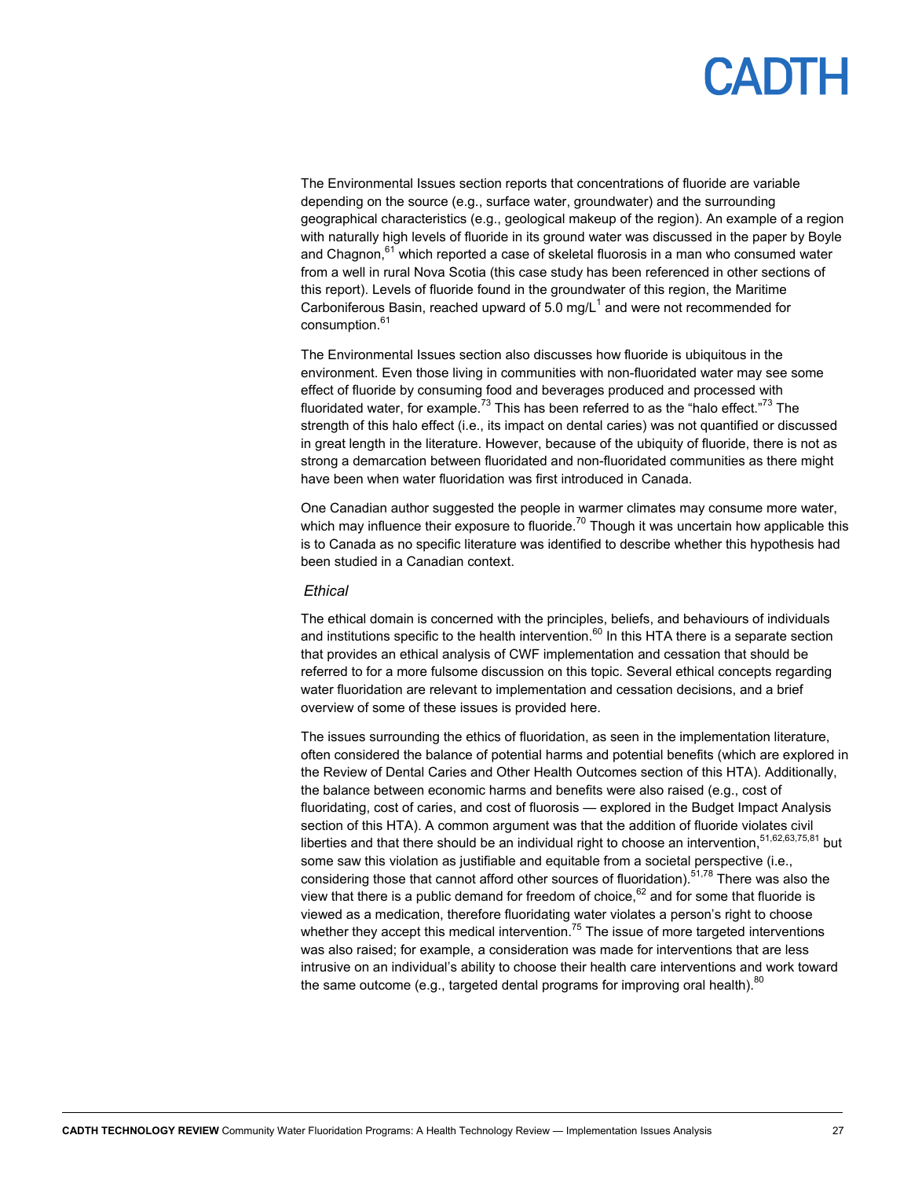The Environmental Issues section reports that concentrations of fluoride are variable depending on the source (e.g., surface water, groundwater) and the surrounding geographical characteristics (e.g., geological makeup of the region). An example of a region with naturally high levels of fluoride in its ground water was discussed in the paper by Boyle and Chagnon,[61] which reported a case of skeletal fluorosis in a man who consumed water from a well in rural Nova Scotia (this case study has been referenced in other sections of this report). Levels of fluoride found in the groundwater of this region, the Maritime Carboniferous Basin, reached upward of 5.0 mg/L[1] and were not recommended for consumption.[61]

The Environmental Issues section also discusses how fluoride is ubiquitous in the environment. Even those living in communities with non-fluoridated water may see some effect of fluoride by consuming food and beverages produced and processed with fluoridated water, for example.[73] This has been referred to as the "halo effect."[73] The strength of this halo effect (i.e., its impact on dental caries) was not quantified or discussed in great length in the literature. However, because of the ubiquity of fluoride, there is not as strong a demarcation between fluoridated and non-fluoridated communities as there might have been when water fluoridation was first introduced in Canada.

One Canadian author suggested the people in warmer climates may consume more water, which may influence their exposure to fluoride.[70] Though it was uncertain how applicable this is to Canada as no specific literature was identified to describe whether this hypothesis had been studied in a Canadian context.

*Ethical*

The ethical domain is concerned with the principles, beliefs, and behaviours of individuals and institutions specific to the health intervention.[60] In this HTA there is a separate section that provides an ethical analysis of CWF implementation and cessation that should be referred to for a more fulsome discussion on this topic. Several ethical concepts regarding water fluoridation are relevant to implementation and cessation decisions, and a brief overview of some of these issues is provided here.

The issues surrounding the ethics of fluoridation, as seen in the implementation literature, often considered the balance of potential harms and potential benefits (which are explored in the Review of Dental Caries and Other Health Outcomes section of this HTA). Additionally, the balance between economic harms and benefits were also raised (e.g., cost of fluoridating, cost of caries, and cost of fluorosis — explored in the Budget Impact Analysis section of this HTA). A common argument was that the addition of fluoride violates civil liberties and that there should be an individual right to choose an intervention,[51,62,63,75,81] but some saw this violation as justifiable and equitable from a societal perspective (i.e., considering those that cannot afford other sources of fluoridation).[51,78] There was also the view that there is a public demand for freedom of choice,[62] and for some that fluoride is viewed as a medication, therefore fluoridating water violates a person's right to choose whether they accept this medical intervention.[75] The issue of more targeted interventions was also raised; for example, a consideration was made for interventions that are less intrusive on an individual's ability to choose their health care interventions and work toward the same outcome (e.g., targeted dental programs for improving oral health).[80]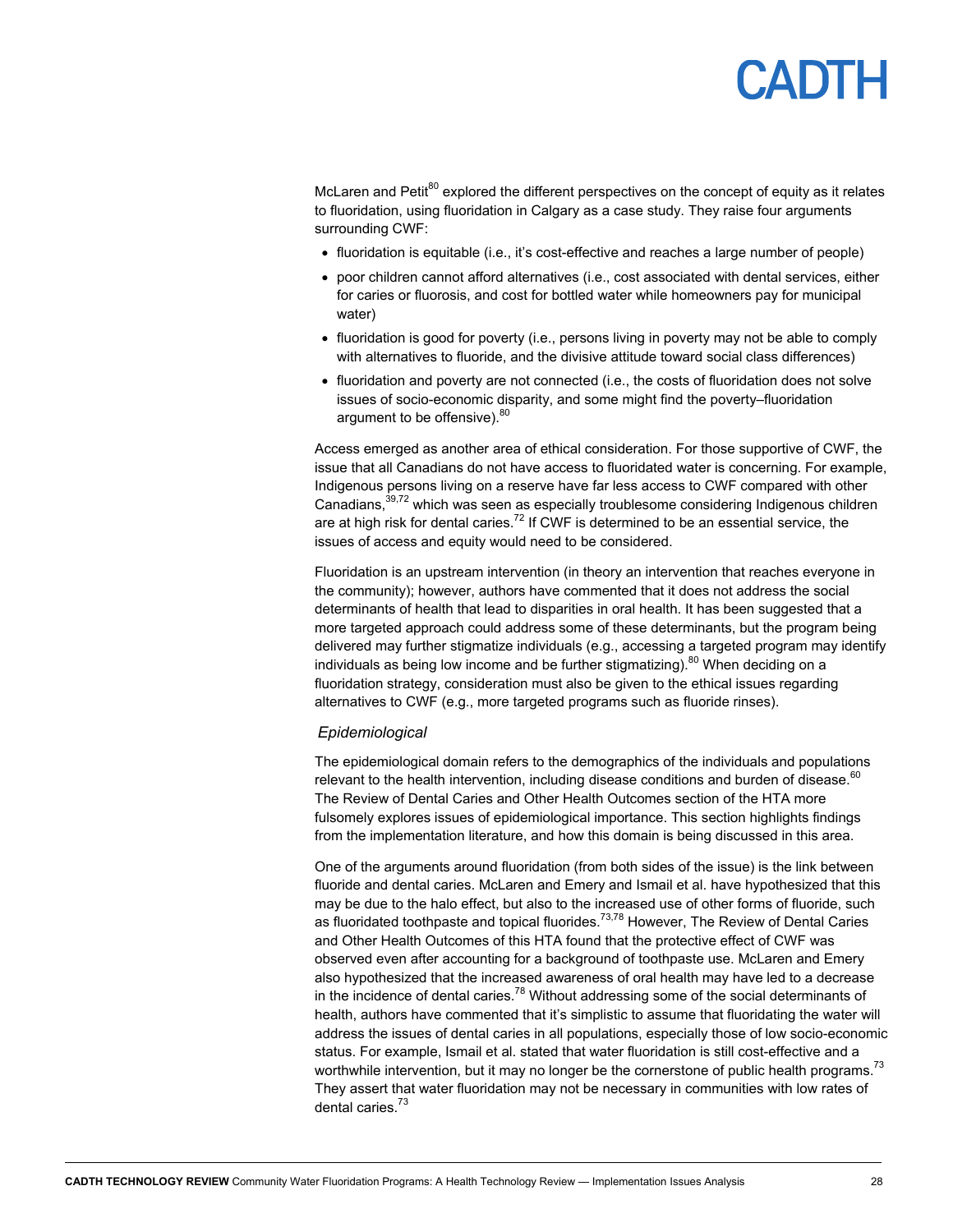McLaren and Petit[80] explored the different perspectives on the concept of equity as it relates to fluoridation, using fluoridation in Calgary as a case study. They raise four arguments surrounding CWF:

- fluoridation is equitable (i.e., it's cost-effective and reaches a large number of people)
- poor children cannot afford alternatives (i.e., cost associated with dental services, either for caries or fluorosis, and cost for bottled water while homeowners pay for municipal water)
- fluoridation is good for poverty (i.e., persons living in poverty may not be able to comply with alternatives to fluoride, and the divisive attitude toward social class differences)
- fluoridation and poverty are not connected (i.e., the costs of fluoridation does not solve issues of socio-economic disparity, and some might find the poverty–fluoridation argument to be offensive).[80]

Access emerged as another area of ethical consideration. For those supportive of CWF, the issue that all Canadians do not have access to fluoridated water is concerning. For example, Indigenous persons living on a reserve have far less access to CWF compared with other Canadians,[39,72] which was seen as especially troublesome considering Indigenous children are at high risk for dental caries.[72] If CWF is determined to be an essential service, the issues of access and equity would need to be considered.

Fluoridation is an upstream intervention (in theory an intervention that reaches everyone in the community); however, authors have commented that it does not address the social determinants of health that lead to disparities in oral health. It has been suggested that a more targeted approach could address some of these determinants, but the program being delivered may further stigmatize individuals (e.g., accessing a targeted program may identify individuals as being low income and be further stigmatizing).[80] When deciding on a fluoridation strategy, consideration must also be given to the ethical issues regarding alternatives to CWF (e.g., more targeted programs such as fluoride rinses).

*Epidemiological*

The epidemiological domain refers to the demographics of the individuals and populations relevant to the health intervention, including disease conditions and burden of disease.[60] The Review of Dental Caries and Other Health Outcomes section of the HTA more fulsomely explores issues of epidemiological importance. This section highlights findings from the implementation literature, and how this domain is being discussed in this area.

One of the arguments around fluoridation (from both sides of the issue) is the link between fluoride and dental caries. McLaren and Emery and Ismail et al. have hypothesized that this may be due to the halo effect, but also to the increased use of other forms of fluoride, such as fluoridated toothpaste and topical fluorides.[73,78] However, The Review of Dental Caries and Other Health Outcomes of this HTA found that the protective effect of CWF was observed even after accounting for a background of toothpaste use. McLaren and Emery also hypothesized that the increased awareness of oral health may have led to a decrease in the incidence of dental caries.[78] Without addressing some of the social determinants of health, authors have commented that it's simplistic to assume that fluoridating the water will address the issues of dental caries in all populations, especially those of low socio-economic status. For example, Ismail et al. stated that water fluoridation is still cost-effective and a worthwhile intervention, but it may no longer be the cornerstone of public health programs.[73] They assert that water fluoridation may not be necessary in communities with low rates of dental caries.[73]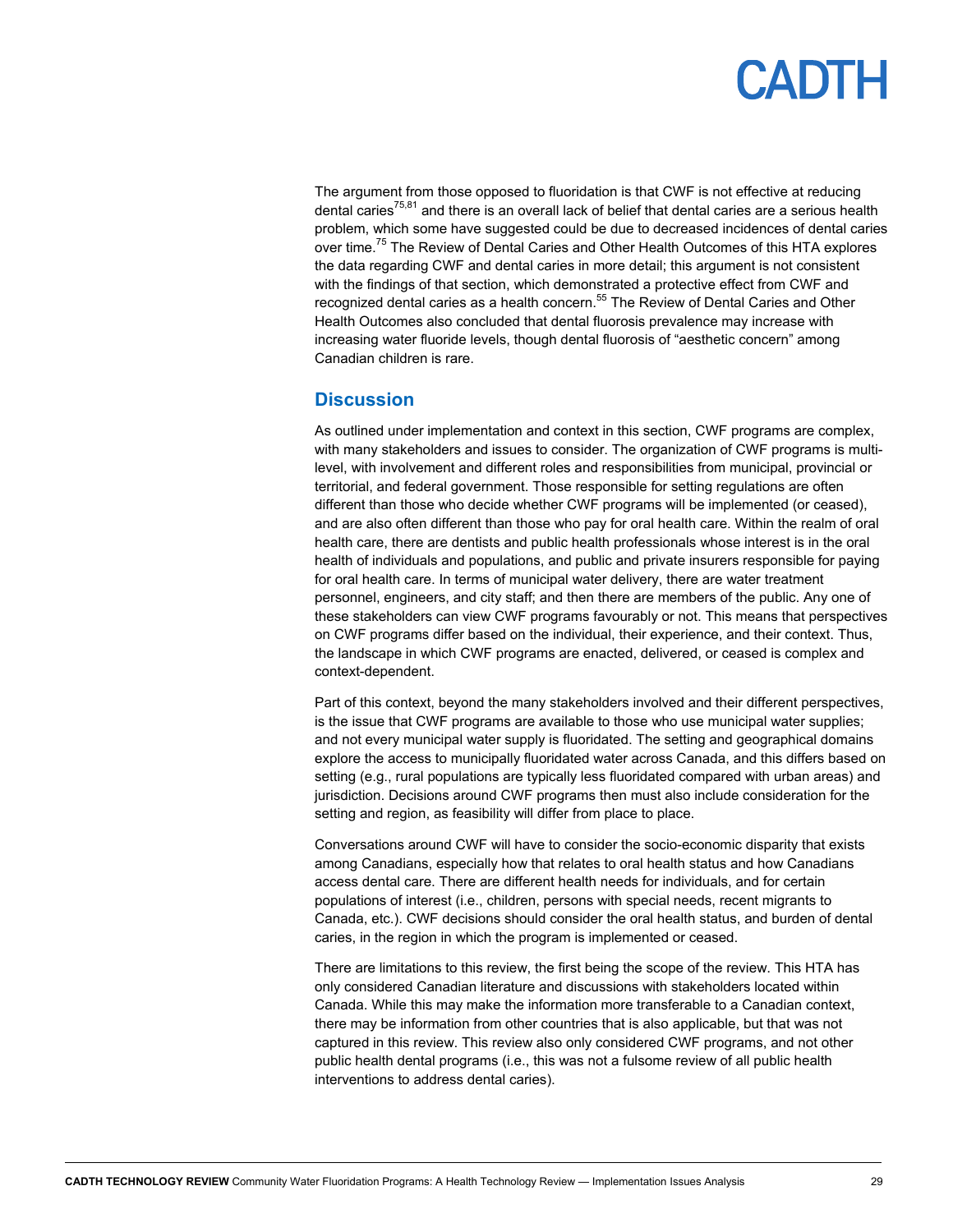The argument from those opposed to fluoridation is that CWF is not effective at reducing dental caries[75,81] and there is an overall lack of belief that dental caries are a serious health problem, which some have suggested could be due to decreased incidences of dental caries over time.[75] The Review of Dental Caries and Other Health Outcomes of this HTA explores the data regarding CWF and dental caries in more detail; this argument is not consistent with the findings of that section, which demonstrated a protective effect from CWF and recognized dental caries as a health concern.[55] The Review of Dental Caries and Other Health Outcomes also concluded that dental fluorosis prevalence may increase with increasing water fluoride levels, though dental fluorosis of "aesthetic concern" among Canadian children is rare.

## Discussion

As outlined under implementation and context in this section, CWF programs are complex, with many stakeholders and issues to consider. The organization of CWF programs is multi-level, with involvement and different roles and responsibilities from municipal, provincial or territorial, and federal government. Those responsible for setting regulations are often different than those who decide whether CWF programs will be implemented (or ceased), and are also often different than those who pay for oral health care. Within the realm of oral health care, there are dentists and public health professionals whose interest is in the oral health of individuals and populations, and public and private insurers responsible for paying for oral health care. In terms of municipal water delivery, there are water treatment personnel, engineers, and city staff; and then there are members of the public. Any one of these stakeholders can view CWF programs favourably or not. This means that perspectives on CWF programs differ based on the individual, their experience, and their context. Thus, the landscape in which CWF programs are enacted, delivered, or ceased is complex and context-dependent.

Part of this context, beyond the many stakeholders involved and their different perspectives, is the issue that CWF programs are available to those who use municipal water supplies; and not every municipal water supply is fluoridated. The setting and geographical domains explore the access to municipally fluoridated water across Canada, and this differs based on setting (e.g., rural populations are typically less fluoridated compared with urban areas) and jurisdiction. Decisions around CWF programs then must also include consideration for the setting and region, as feasibility will differ from place to place.

Conversations around CWF will have to consider the socio-economic disparity that exists among Canadians, especially how that relates to oral health status and how Canadians access dental care. There are different health needs for individuals, and for certain populations of interest (i.e., children, persons with special needs, recent migrants to Canada, etc.). CWF decisions should consider the oral health status, and burden of dental caries, in the region in which the program is implemented or ceased.

There are limitations to this review, the first being the scope of the review. This HTA has only considered Canadian literature and discussions with stakeholders located within Canada. While this may make the information more transferable to a Canadian context, there may be information from other countries that is also applicable, but that was not captured in this review. This review also only considered CWF programs, and not other public health dental programs (i.e., this was not a fulsome review of all public health interventions to address dental caries).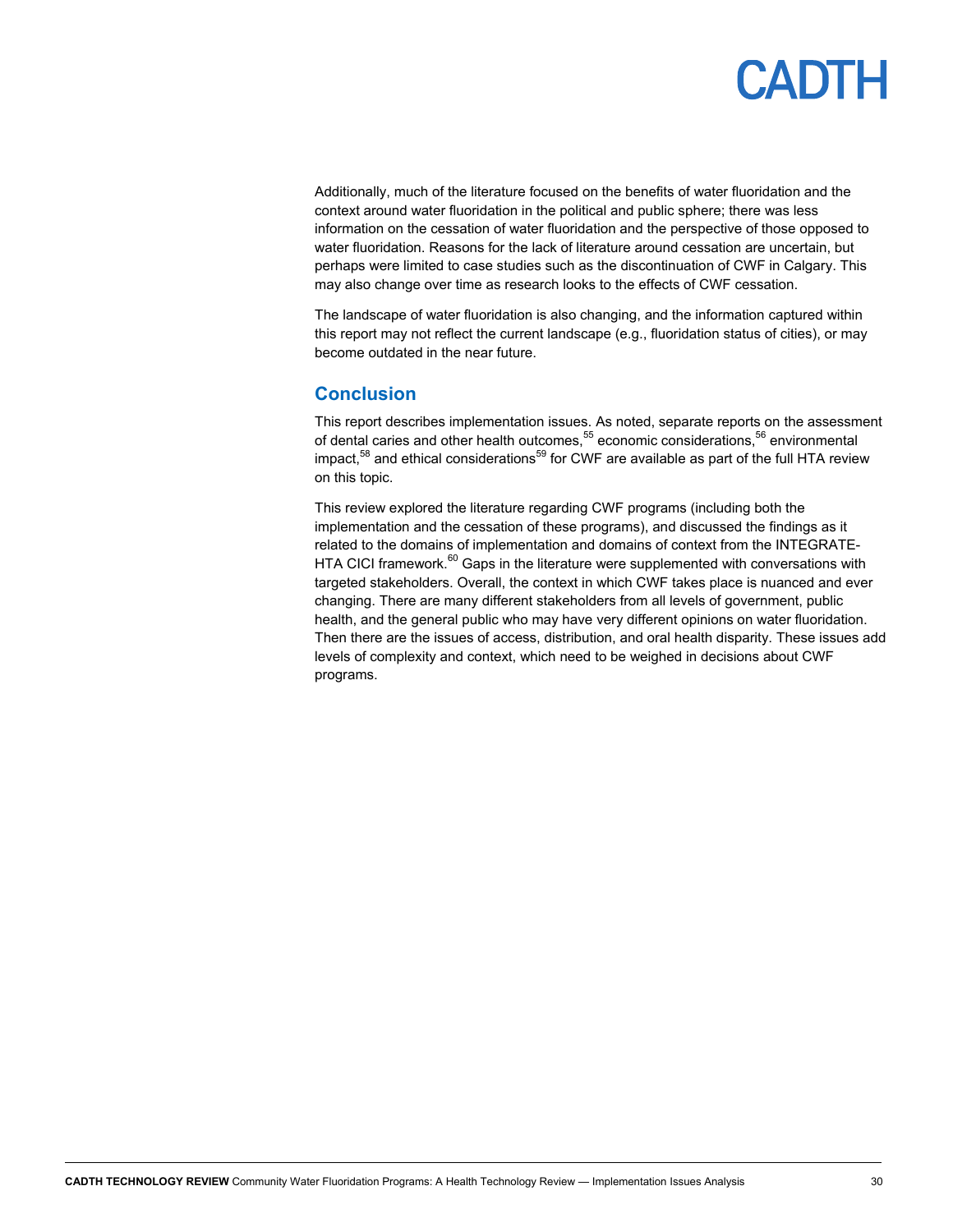Additionally, much of the literature focused on the benefits of water fluoridation and the context around water fluoridation in the political and public sphere; there was less information on the cessation of water fluoridation and the perspective of those opposed to water fluoridation. Reasons for the lack of literature around cessation are uncertain, but perhaps were limited to case studies such as the discontinuation of CWF in Calgary. This may also change over time as research looks to the effects of CWF cessation.

The landscape of water fluoridation is also changing, and the information captured within this report may not reflect the current landscape (e.g., fluoridation status of cities), or may become outdated in the near future.

## Conclusion

This report describes implementation issues. As noted, separate reports on the assessment of dental caries and other health outcomes,[55] economic considerations,[56] environmental impact,[58] and ethical considerations[59] for CWF are available as part of the full HTA review on this topic.

This review explored the literature regarding CWF programs (including both the implementation and the cessation of these programs), and discussed the findings as it related to the domains of implementation and domains of context from the INTEGRATE-HTA CICI framework.[60] Gaps in the literature were supplemented with conversations with targeted stakeholders. Overall, the context in which CWF takes place is nuanced and ever changing. There are many different stakeholders from all levels of government, public health, and the general public who may have very different opinions on water fluoridation. Then there are the issues of access, distribution, and oral health disparity. These issues add levels of complexity and context, which need to be weighed in decisions about CWF programs.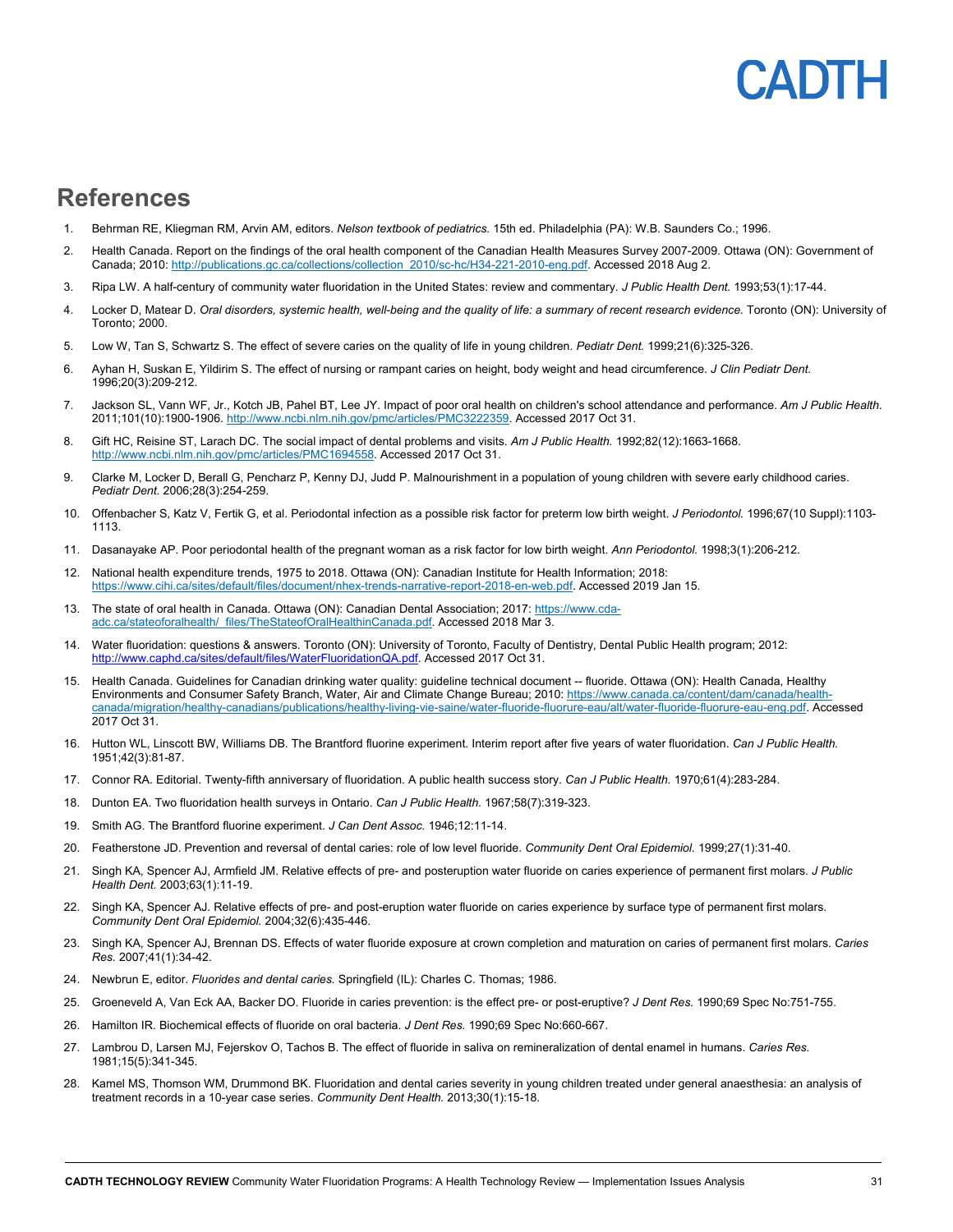## References

1. Behrman RE, Kliegman RM, Arvin AM, editors. *Nelson textbook of pediatrics.* 15th ed. Philadelphia (PA): W.B. Saunders Co.; 1996.
2. Health Canada. Report on the findings of the oral health component of the Canadian Health Measures Survey 2007-2009. Ottawa (ON): Government of Canada; 2010: http://publications.gc.ca/collections/collection_2010/sc-hc/H34-221-2010-eng.pdf. Accessed 2018 Aug 2.
3. Ripa LW. A half-century of community water fluoridation in the United States: review and commentary. *J Public Health Dent.* 1993;53(1):17-44.
4. Locker D, Matear D. *Oral disorders, systemic health, well-being and the quality of life: a summary of recent research evidence.* Toronto (ON): University of Toronto; 2000.
5. Low W, Tan S, Schwartz S. The effect of severe caries on the quality of life in young children. *Pediatr Dent.* 1999;21(6):325-326.
6. Ayhan H, Suskan E, Yildirim S. The effect of nursing or rampant caries on height, body weight and head circumference. *J Clin Pediatr Dent.* 1996;20(3):209-212.
7. Jackson SL, Vann WF, Jr., Kotch JB, Pahel BT, Lee JY. Impact of poor oral health on children's school attendance and performance. *Am J Public Health.* 2011;101(10):1900-1906. http://www.ncbi.nlm.nih.gov/pmc/articles/PMC3222359. Accessed 2017 Oct 31.
8. Gift HC, Reisine ST, Larach DC. The social impact of dental problems and visits. *Am J Public Health.* 1992;82(12):1663-1668. http://www.ncbi.nlm.nih.gov/pmc/articles/PMC1694558. Accessed 2017 Oct 31.
9. Clarke M, Locker D, Berall G, Pencharz P, Kenny DJ, Judd P. Malnourishment in a population of young children with severe early childhood caries. *Pediatr Dent.* 2006;28(3):254-259.
10. Offenbacher S, Katz V, Fertik G, et al. Periodontal infection as a possible risk factor for preterm low birth weight. *J Periodontol.* 1996;67(10 Suppl):1103-1113.
11. Dasanayake AP. Poor periodontal health of the pregnant woman as a risk factor for low birth weight. *Ann Periodontol.* 1998;3(1):206-212.
12. National health expenditure trends, 1975 to 2018. Ottawa (ON): Canadian Institute for Health Information; 2018: https://www.cihi.ca/sites/default/files/document/nhex-trends-narrative-report-2018-en-web.pdf. Accessed 2019 Jan 15.
13. The state of oral health in Canada. Ottawa (ON): Canadian Dental Association; 2017: https://www.cda-adc.ca/stateoforalhealth/_files/TheStateofOralHealthinCanada.pdf. Accessed 2018 Mar 3.
14. Water fluoridation: questions & answers. Toronto (ON): University of Toronto, Faculty of Dentistry, Dental Public Health program; 2012: http://www.caphd.ca/sites/default/files/WaterFluoridationQA.pdf. Accessed 2017 Oct 31.
15. Health Canada. Guidelines for Canadian drinking water quality: guideline technical document -- fluoride. Ottawa (ON): Health Canada, Healthy Environments and Consumer Safety Branch, Water, Air and Climate Change Bureau; 2010: https://www.canada.ca/content/dam/canada/health-canada/migration/healthy-canadians/publications/healthy-living-vie-saine/water-fluoride-fluorure-eau/alt/water-fluoride-fluorure-eau-eng.pdf. Accessed 2017 Oct 31.
16. Hutton WL, Linscott BW, Williams DB. The Brantford fluorine experiment. Interim report after five years of water fluoridation. *Can J Public Health.* 1951;42(3):81-87.
17. Connor RA. Editorial. Twenty-fifth anniversary of fluoridation. A public health success story. *Can J Public Health.* 1970;61(4):283-284.
18. Dunton EA. Two fluoridation health surveys in Ontario. *Can J Public Health.* 1967;58(7):319-323.
19. Smith AG. The Brantford fluorine experiment. *J Can Dent Assoc.* 1946;12:11-14.
20. Featherstone JD. Prevention and reversal of dental caries: role of low level fluoride. *Community Dent Oral Epidemiol.* 1999;27(1):31-40.
21. Singh KA, Spencer AJ, Armfield JM. Relative effects of pre- and posteruption water fluoride on caries experience of permanent first molars. *J Public Health Dent.* 2003;63(1):11-19.
22. Singh KA, Spencer AJ. Relative effects of pre- and post-eruption water fluoride on caries experience by surface type of permanent first molars. *Community Dent Oral Epidemiol.* 2004;32(6):435-446.
23. Singh KA, Spencer AJ, Brennan DS. Effects of water fluoride exposure at crown completion and maturation on caries of permanent first molars. *Caries Res.* 2007;41(1):34-42.
24. Newbrun E, editor. *Fluorides and dental caries.* Springfield (IL): Charles C. Thomas; 1986.
25. Groeneveld A, Van Eck AA, Backer DO. Fluoride in caries prevention: is the effect pre- or post-eruptive? *J Dent Res.* 1990;69 Spec No:751-755.
26. Hamilton IR. Biochemical effects of fluoride on oral bacteria. *J Dent Res.* 1990;69 Spec No:660-667.
27. Lambrou D, Larsen MJ, Fejerskov O, Tachos B. The effect of fluoride in saliva on remineralization of dental enamel in humans. *Caries Res.* 1981;15(5):341-345.
28. Kamel MS, Thomson WM, Drummond BK. Fluoridation and dental caries severity in young children treated under general anaesthesia: an analysis of treatment records in a 10-year case series. *Community Dent Health.* 2013;30(1):15-18.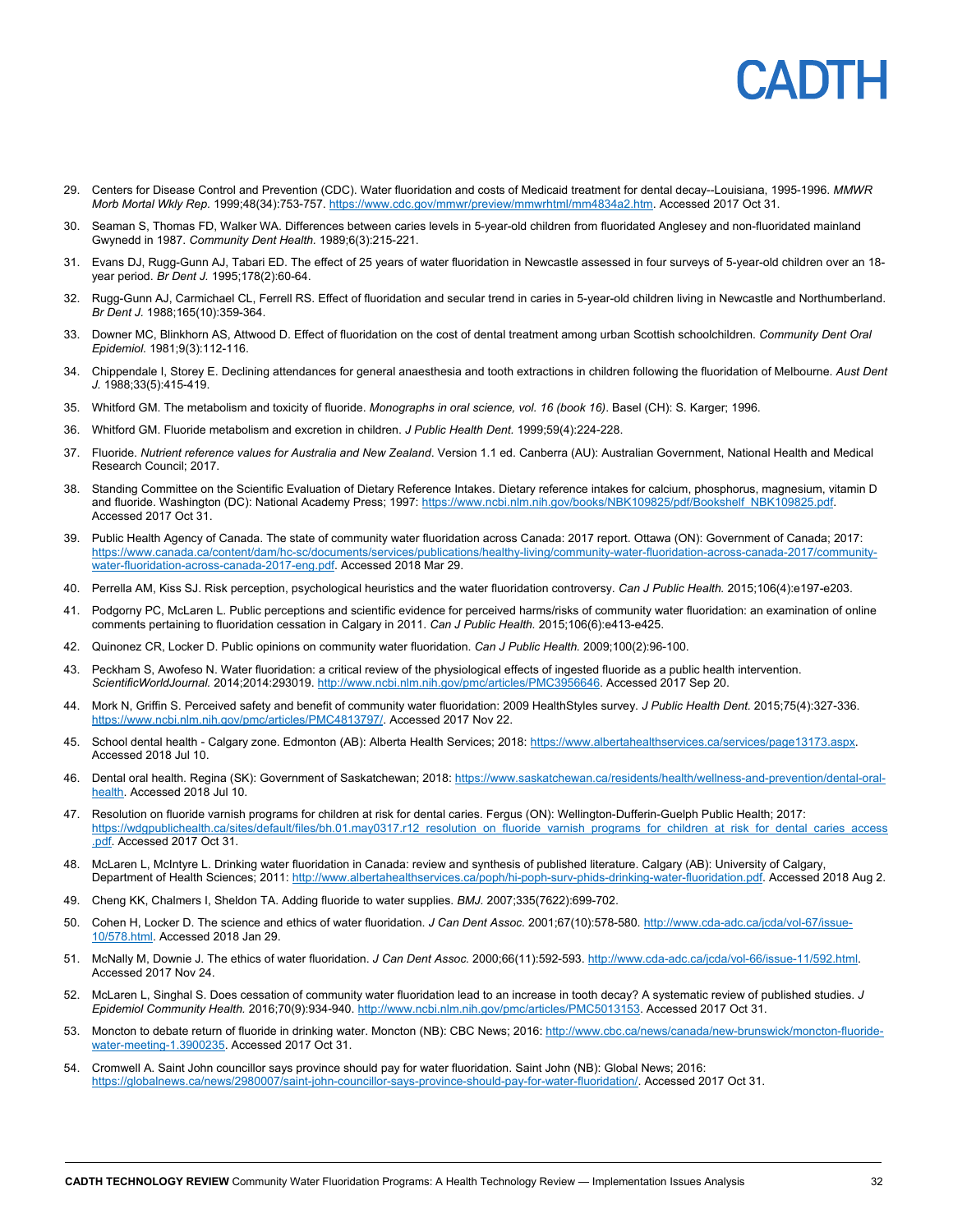29. Centers for Disease Control and Prevention (CDC). Water fluoridation and costs of Medicaid treatment for dental decay--Louisiana, 1995-1996. *MMWR Morb Mortal Wkly Rep.* 1999;48(34):753-757. https://www.cdc.gov/mmwr/preview/mmwrhtml/mm4834a2.htm. Accessed 2017 Oct 31.

30. Seaman S, Thomas FD, Walker WA. Differences between caries levels in 5-year-old children from fluoridated Anglesey and non-fluoridated mainland Gwynedd in 1987. *Community Dent Health.* 1989;6(3):215-221.

31. Evans DJ, Rugg-Gunn AJ, Tabari ED. The effect of 25 years of water fluoridation in Newcastle assessed in four surveys of 5-year-old children over an 18-year period. *Br Dent J.* 1995;178(2):60-64.

32. Rugg-Gunn AJ, Carmichael CL, Ferrell RS. Effect of fluoridation and secular trend in caries in 5-year-old children living in Newcastle and Northumberland. *Br Dent J.* 1988;165(10):359-364.

33. Downer MC, Blinkhorn AS, Attwood D. Effect of fluoridation on the cost of dental treatment among urban Scottish schoolchildren. *Community Dent Oral Epidemiol.* 1981;9(3):112-116.

34. Chippendale I, Storey E. Declining attendances for general anaesthesia and tooth extractions in children following the fluoridation of Melbourne. *Aust Dent J.* 1988;33(5):415-419.

35. Whitford GM. The metabolism and toxicity of fluoride. *Monographs in oral science, vol. 16 (book 16)*. Basel (CH): S. Karger; 1996.

36. Whitford GM. Fluoride metabolism and excretion in children. *J Public Health Dent.* 1999;59(4):224-228.

37. Fluoride. *Nutrient reference values for Australia and New Zealand*. Version 1.1 ed. Canberra (AU): Australian Government, National Health and Medical Research Council; 2017.

38. Standing Committee on the Scientific Evaluation of Dietary Reference Intakes. Dietary reference intakes for calcium, phosphorus, magnesium, vitamin D and fluoride. Washington (DC): National Academy Press; 1997: https://www.ncbi.nlm.nih.gov/books/NBK109825/pdf/Bookshelf_NBK109825.pdf. Accessed 2017 Oct 31.

39. Public Health Agency of Canada. The state of community water fluoridation across Canada: 2017 report. Ottawa (ON): Government of Canada; 2017: https://www.canada.ca/content/dam/hc-sc/documents/services/publications/healthy-living/community-water-fluoridation-across-canada-2017/community-water-fluoridation-across-canada-2017-eng.pdf. Accessed 2018 Mar 29.

40. Perrella AM, Kiss SJ. Risk perception, psychological heuristics and the water fluoridation controversy. *Can J Public Health.* 2015;106(4):e197-e203.

41. Podgorny PC, McLaren L. Public perceptions and scientific evidence for perceived harms/risks of community water fluoridation: an examination of online comments pertaining to fluoridation cessation in Calgary in 2011. *Can J Public Health.* 2015;106(6):e413-e425.

42. Quinonez CR, Locker D. Public opinions on community water fluoridation. *Can J Public Health.* 2009;100(2):96-100.

43. Peckham S, Awofeso N. Water fluoridation: a critical review of the physiological effects of ingested fluoride as a public health intervention. *ScientificWorldJournal.* 2014;2014:293019. http://www.ncbi.nlm.nih.gov/pmc/articles/PMC3956646. Accessed 2017 Sep 20.

44. Mork N, Griffin S. Perceived safety and benefit of community water fluoridation: 2009 HealthStyles survey. *J Public Health Dent.* 2015;75(4):327-336. https://www.ncbi.nlm.nih.gov/pmc/articles/PMC4813797/. Accessed 2017 Nov 22.

45. School dental health - Calgary zone. Edmonton (AB): Alberta Health Services; 2018: https://www.albertahealthservices.ca/services/page13173.aspx. Accessed 2018 Jul 10.

46. Dental oral health. Regina (SK): Government of Saskatchewan; 2018: https://www.saskatchewan.ca/residents/health/wellness-and-prevention/dental-oral-health. Accessed 2018 Jul 10.

47. Resolution on fluoride varnish programs for children at risk for dental caries. Fergus (ON): Wellington-Dufferin-Guelph Public Health; 2017: https://wdgpublichealth.ca/sites/default/files/bh.01.may0317.r12_resolution_on_fluoride_varnish_programs_for_children_at_risk_for_dental_caries_access.pdf. Accessed 2017 Oct 31.

48. McLaren L, McIntyre L. Drinking water fluoridation in Canada: review and synthesis of published literature. Calgary (AB): University of Calgary, Department of Health Sciences; 2011: http://www.albertahealthservices.ca/poph/hi-poph-surv-phids-drinking-water-fluoridation.pdf. Accessed 2018 Aug 2.

49. Cheng KK, Chalmers I, Sheldon TA. Adding fluoride to water supplies. *BMJ.* 2007;335(7622):699-702.

50. Cohen H, Locker D. The science and ethics of water fluoridation. *J Can Dent Assoc.* 2001;67(10):578-580. http://www.cda-adc.ca/jcda/vol-67/issue-10/578.html. Accessed 2018 Jan 29.

51. McNally M, Downie J. The ethics of water fluoridation. *J Can Dent Assoc.* 2000;66(11):592-593. http://www.cda-adc.ca/jcda/vol-66/issue-11/592.html. Accessed 2017 Nov 24.

52. McLaren L, Singhal S. Does cessation of community water fluoridation lead to an increase in tooth decay? A systematic review of published studies. *J Epidemiol Community Health.* 2016;70(9):934-940. http://www.ncbi.nlm.nih.gov/pmc/articles/PMC5013153. Accessed 2017 Oct 31.

53. Moncton to debate return of fluoride in drinking water. Moncton (NB): CBC News; 2016: http://www.cbc.ca/news/canada/new-brunswick/moncton-fluoride-water-meeting-1.3900235. Accessed 2017 Oct 31.

54. Cromwell A. Saint John councillor says province should pay for water fluoridation. Saint John (NB): Global News; 2016: https://globalnews.ca/news/2980007/saint-john-councillor-says-province-should-pay-for-water-fluoridation/. Accessed 2017 Oct 31.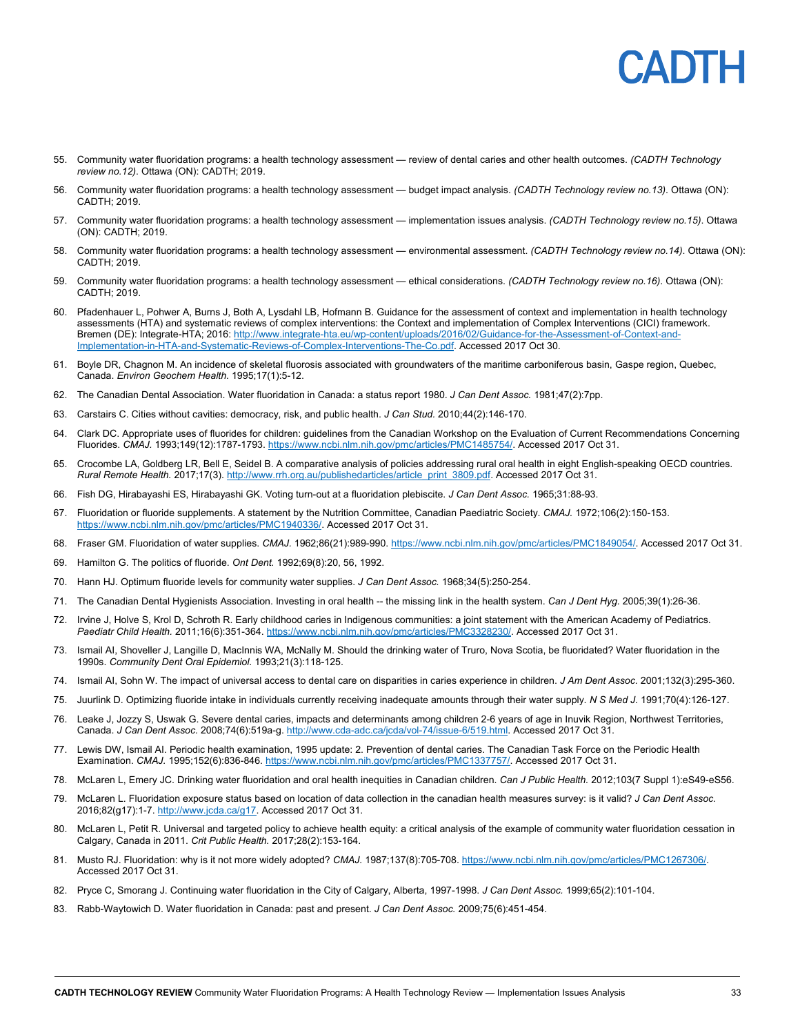55. Community water fluoridation programs: a health technology assessment — review of dental caries and other health outcomes. *(CADTH Technology review no.12)*. Ottawa (ON): CADTH; 2019.
56. Community water fluoridation programs: a health technology assessment — budget impact analysis. *(CADTH Technology review no.13)*. Ottawa (ON): CADTH; 2019.
57. Community water fluoridation programs: a health technology assessment — implementation issues analysis. *(CADTH Technology review no.15)*. Ottawa (ON): CADTH; 2019.
58. Community water fluoridation programs: a health technology assessment — environmental assessment. *(CADTH Technology review no.14)*. Ottawa (ON): CADTH; 2019.
59. Community water fluoridation programs: a health technology assessment — ethical considerations. *(CADTH Technology review no.16)*. Ottawa (ON): CADTH; 2019.
60. Pfadenhauer L, Pohwer A, Burns J, Both A, Lysdahl LB, Hofmann B. Guidance for the assessment of context and implementation in health technology assessments (HTA) and systematic reviews of complex interventions: the Context and implementation of Complex Interventions (CICI) framework. Bremen (DE): Integrate-HTA; 2016: http://www.integrate-hta.eu/wp-content/uploads/2016/02/Guidance-for-the-Assessment-of-Context-and-Implementation-in-HTA-and-Systematic-Reviews-of-Complex-Interventions-The-Co.pdf. Accessed 2017 Oct 30.
61. Boyle DR, Chagnon M. An incidence of skeletal fluorosis associated with groundwaters of the maritime carboniferous basin, Gaspe region, Quebec, Canada. *Environ Geochem Health.* 1995;17(1):5-12.
62. The Canadian Dental Association. Water fluoridation in Canada: a status report 1980. *J Can Dent Assoc.* 1981;47(2):7pp.
63. Carstairs C. Cities without cavities: democracy, risk, and public health. *J Can Stud.* 2010;44(2):146-170.
64. Clark DC. Appropriate uses of fluorides for children: guidelines from the Canadian Workshop on the Evaluation of Current Recommendations Concerning Fluorides. *CMAJ.* 1993;149(12):1787-1793. https://www.ncbi.nlm.nih.gov/pmc/articles/PMC1485754/. Accessed 2017 Oct 31.
65. Crocombe LA, Goldberg LR, Bell E, Seidel B. A comparative analysis of policies addressing rural oral health in eight English-speaking OECD countries. *Rural Remote Health.* 2017;17(3). http://www.rrh.org.au/publishedarticles/article_print_3809.pdf. Accessed 2017 Oct 31.
66. Fish DG, Hirabayashi ES, Hirabayashi GK. Voting turn-out at a fluoridation plebiscite. *J Can Dent Assoc.* 1965;31:88-93.
67. Fluoridation or fluoride supplements. A statement by the Nutrition Committee, Canadian Paediatric Society. *CMAJ.* 1972;106(2):150-153. https://www.ncbi.nlm.nih.gov/pmc/articles/PMC1940336/. Accessed 2017 Oct 31.
68. Fraser GM. Fluoridation of water supplies. *CMAJ.* 1962;86(21):989-990. https://www.ncbi.nlm.nih.gov/pmc/articles/PMC1849054/. Accessed 2017 Oct 31.
69. Hamilton G. The politics of fluoride. *Ont Dent.* 1992;69(8):20, 56, 1992.
70. Hann HJ. Optimum fluoride levels for community water supplies. *J Can Dent Assoc.* 1968;34(5):250-254.
71. The Canadian Dental Hygienists Association. Investing in oral health -- the missing link in the health system. *Can J Dent Hyg.* 2005;39(1):26-36.
72. Irvine J, Holve S, Krol D, Schroth R. Early childhood caries in Indigenous communities: a joint statement with the American Academy of Pediatrics. *Paediatr Child Health.* 2011;16(6):351-364. https://www.ncbi.nlm.nih.gov/pmc/articles/PMC3328230/. Accessed 2017 Oct 31.
73. Ismail AI, Shoveller J, Langille D, MacInnis WA, McNally M. Should the drinking water of Truro, Nova Scotia, be fluoridated? Water fluoridation in the 1990s. *Community Dent Oral Epidemiol.* 1993;21(3):118-125.
74. Ismail AI, Sohn W. The impact of universal access to dental care on disparities in caries experience in children. *J Am Dent Assoc.* 2001;132(3):295-360.
75. Juurlink D. Optimizing fluoride intake in individuals currently receiving inadequate amounts through their water supply. *N S Med J.* 1991;70(4):126-127.
76. Leake J, Jozzy S, Uswak G. Severe dental caries, impacts and determinants among children 2-6 years of age in Inuvik Region, Northwest Territories, Canada. *J Can Dent Assoc.* 2008;74(6):519a-g. http://www.cda-adc.ca/jcda/vol-74/issue-6/519.html. Accessed 2017 Oct 31.
77. Lewis DW, Ismail AI. Periodic health examination, 1995 update: 2. Prevention of dental caries. The Canadian Task Force on the Periodic Health Examination. *CMAJ.* 1995;152(6):836-846. https://www.ncbi.nlm.nih.gov/pmc/articles/PMC1337757/. Accessed 2017 Oct 31.
78. McLaren L, Emery JC. Drinking water fluoridation and oral health inequities in Canadian children. *Can J Public Health.* 2012;103(7 Suppl 1):eS49-eS56.
79. McLaren L. Fluoridation exposure status based on location of data collection in the canadian health measures survey: is it valid? *J Can Dent Assoc.* 2016;82(g17):1-7. http://www.jcda.ca/g17. Accessed 2017 Oct 31.
80. McLaren L, Petit R. Universal and targeted policy to achieve health equity: a critical analysis of the example of community water fluoridation cessation in Calgary, Canada in 2011. *Crit Public Health.* 2017;28(2):153-164.
81. Musto RJ. Fluoridation: why is it not more widely adopted? *CMAJ.* 1987;137(8):705-708. https://www.ncbi.nlm.nih.gov/pmc/articles/PMC1267306/. Accessed 2017 Oct 31.
82. Pryce C, Smorang J. Continuing water fluoridation in the City of Calgary, Alberta, 1997-1998. *J Can Dent Assoc.* 1999;65(2):101-104.
83. Rabb-Waytowich D. Water fluoridation in Canada: past and present. *J Can Dent Assoc.* 2009;75(6):451-454.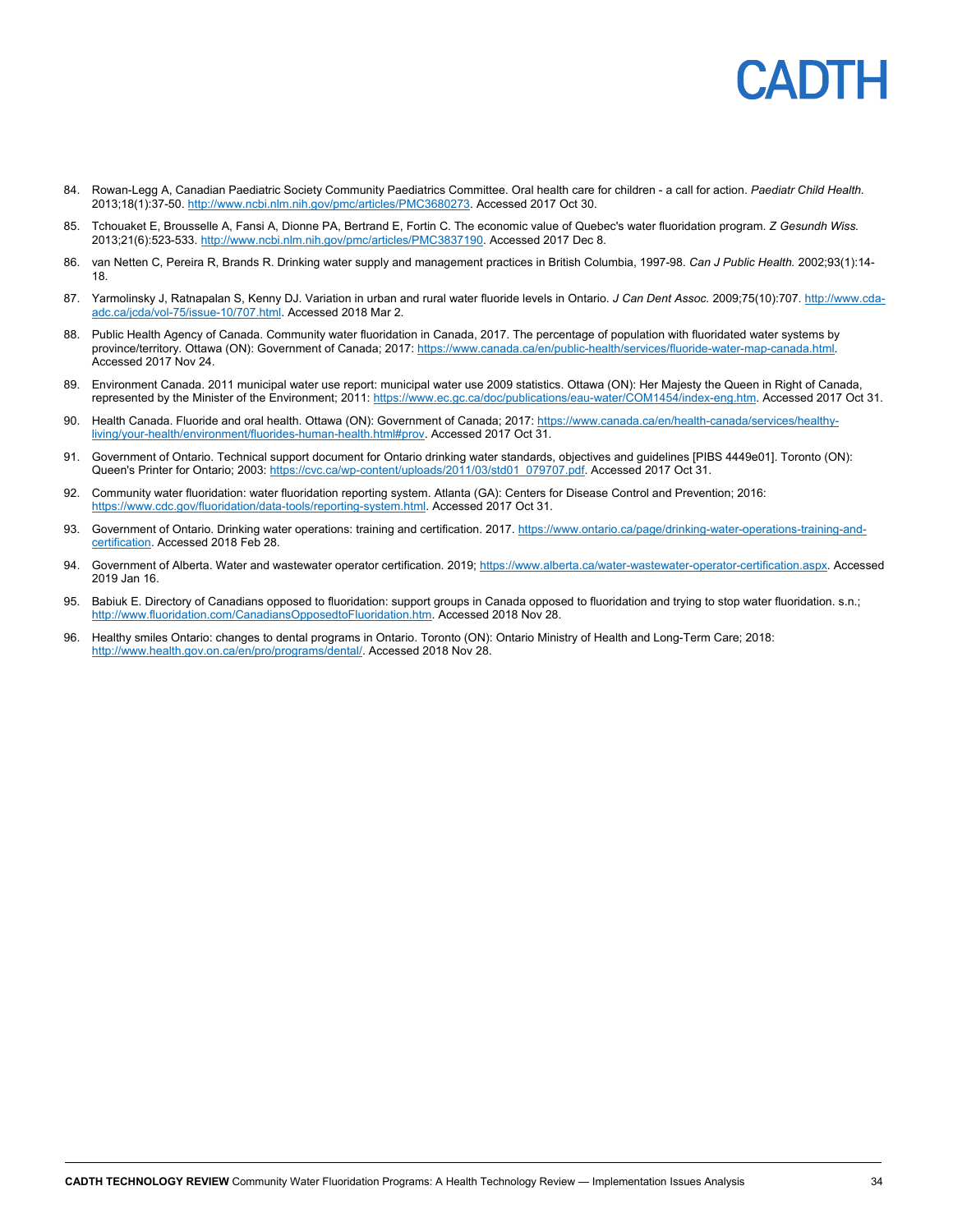84. Rowan-Legg A, Canadian Paediatric Society Community Paediatrics Committee. Oral health care for children - a call for action. *Paediatr Child Health.* 2013;18(1):37-50. http://www.ncbi.nlm.nih.gov/pmc/articles/PMC3680273. Accessed 2017 Oct 30.

85. Tchouaket E, Brousselle A, Fansi A, Dionne PA, Bertrand E, Fortin C. The economic value of Quebec's water fluoridation program. *Z Gesundh Wiss.* 2013;21(6):523-533. http://www.ncbi.nlm.nih.gov/pmc/articles/PMC3837190. Accessed 2017 Dec 8.

86. van Netten C, Pereira R, Brands R. Drinking water supply and management practices in British Columbia, 1997-98. *Can J Public Health.* 2002;93(1):14-18.

87. Yarmolinsky J, Ratnapalan S, Kenny DJ. Variation in urban and rural water fluoride levels in Ontario. *J Can Dent Assoc.* 2009;75(10):707. http://www.cda-adc.ca/jcda/vol-75/issue-10/707.html. Accessed 2018 Mar 2.

88. Public Health Agency of Canada. Community water fluoridation in Canada, 2017. The percentage of population with fluoridated water systems by province/territory. Ottawa (ON): Government of Canada; 2017: https://www.canada.ca/en/public-health/services/fluoride-water-map-canada.html. Accessed 2017 Nov 24.

89. Environment Canada. 2011 municipal water use report: municipal water use 2009 statistics. Ottawa (ON): Her Majesty the Queen in Right of Canada, represented by the Minister of the Environment; 2011: https://www.ec.gc.ca/doc/publications/eau-water/COM1454/index-eng.htm. Accessed 2017 Oct 31.

90. Health Canada. Fluoride and oral health. Ottawa (ON): Government of Canada; 2017: https://www.canada.ca/en/health-canada/services/healthy-living/your-health/environment/fluorides-human-health.html#prov. Accessed 2017 Oct 31.

91. Government of Ontario. Technical support document for Ontario drinking water standards, objectives and guidelines [PIBS 4449e01]. Toronto (ON): Queen's Printer for Ontario; 2003: https://cvc.ca/wp-content/uploads/2011/03/std01_079707.pdf. Accessed 2017 Oct 31.

92. Community water fluoridation: water fluoridation reporting system. Atlanta (GA): Centers for Disease Control and Prevention; 2016: https://www.cdc.gov/fluoridation/data-tools/reporting-system.html. Accessed 2017 Oct 31.

93. Government of Ontario. Drinking water operations: training and certification. 2017. https://www.ontario.ca/page/drinking-water-operations-training-and-certification. Accessed 2018 Feb 28.

94. Government of Alberta. Water and wastewater operator certification. 2019; https://www.alberta.ca/water-wastewater-operator-certification.aspx. Accessed 2019 Jan 16.

95. Babiuk E. Directory of Canadians opposed to fluoridation: support groups in Canada opposed to fluoridation and trying to stop water fluoridation. s.n.; http://www.fluoridation.com/CanadiansOpposedtoFluoridation.htm. Accessed 2018 Nov 28.

96. Healthy smiles Ontario: changes to dental programs in Ontario. Toronto (ON): Ontario Ministry of Health and Long-Term Care; 2018: http://www.health.gov.on.ca/en/pro/programs/dental/. Accessed 2018 Nov 28.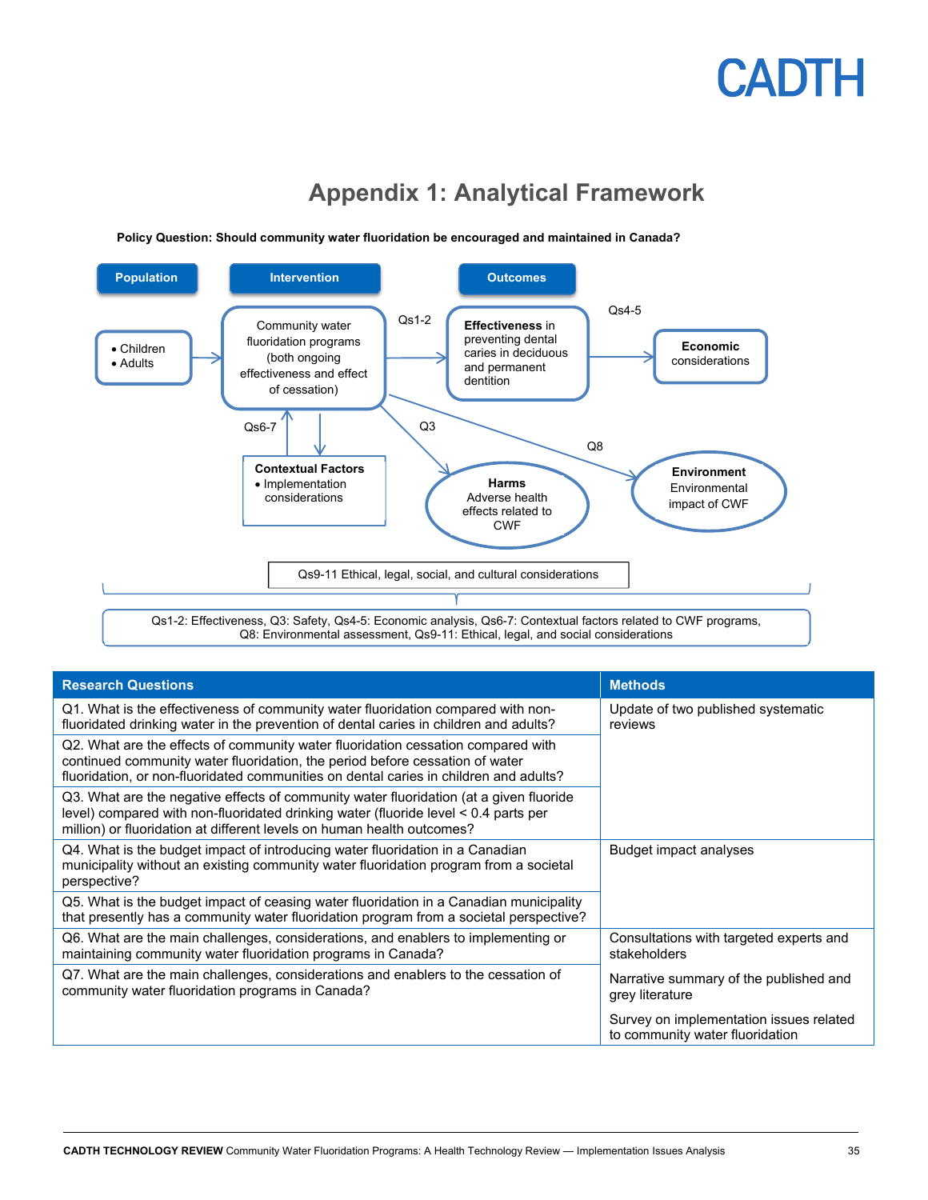# Appendix 1: Analytical Framework

**Policy Question: Should community water fluoridation be encouraged and maintained in Canada?**

**Population**

- Children
- Adults

**Intervention**

Community water fluoridation programs (both ongoing effectiveness and effect of cessation)

**Outcomes**

Qs1-2

**Effectiveness** in preventing dental caries in deciduous and permanent dentition

Qs4-5

**Economic** considerations

Qs6-7

**Contextual Factors**

- Implementation considerations

Q3

**Harms**
Adverse health effects related to CWF

Q8

**Environment**
Environmental impact of CWF

Qs9-11 Ethical, legal, social, and cultural considerations

Qs1-2: Effectiveness, Q3: Safety, Qs4-5: Economic analysis, Qs6-7: Contextual factors related to CWF programs, Q8: Environmental assessment, Qs9-11: Ethical, legal, and social considerations

| Research Questions | Methods |
|---|---|
| Q1. What is the effectiveness of community water fluoridation compared with non-fluoridated drinking water in the prevention of dental caries in children and adults? | Update of two published systematic reviews |
| Q2. What are the effects of community water fluoridation cessation compared with continued community water fluoridation, the period before cessation of water fluoridation, or non-fluoridated communities on dental caries in children and adults? | |
| Q3. What are the negative effects of community water fluoridation (at a given fluoride level) compared with non-fluoridated drinking water (fluoride level < 0.4 parts per million) or fluoridation at different levels on human health outcomes? | |
| Q4. What is the budget impact of introducing water fluoridation in a Canadian municipality without an existing community water fluoridation program from a societal perspective? | Budget impact analyses |
| Q5. What is the budget impact of ceasing water fluoridation in a Canadian municipality that presently has a community water fluoridation program from a societal perspective? | |
| Q6. What are the main challenges, considerations, and enablers to implementing or maintaining community water fluoridation programs in Canada? | Consultations with targeted experts and stakeholders |
| Q7. What are the main challenges, considerations and enablers to the cessation of community water fluoridation programs in Canada? | Narrative summary of the published and grey literature<br><br>Survey on implementation issues related to community water fluoridation |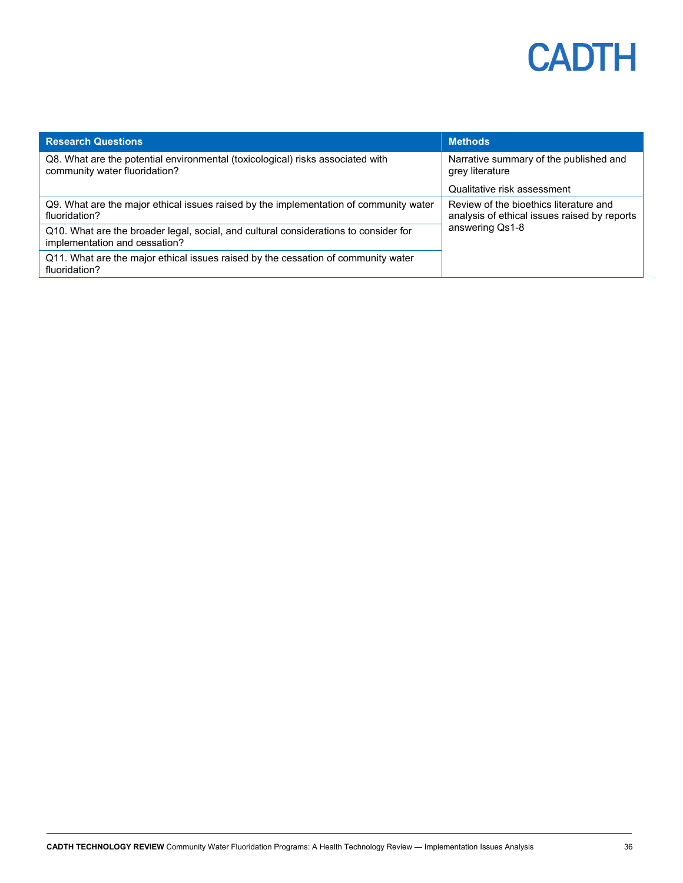| Research Questions | Methods |
|---|---|
| Q8. What are the potential environmental (toxicological) risks associated with community water fluoridation? | Narrative summary of the published and grey literature<br><br>Qualitative risk assessment |
| Q9. What are the major ethical issues raised by the implementation of community water fluoridation? | Review of the bioethics literature and analysis of ethical issues raised by reports answering Qs1-8 |
| Q10. What are the broader legal, social, and cultural considerations to consider for implementation and cessation? | |
| Q11. What are the major ethical issues raised by the cessation of community water fluoridation? | |